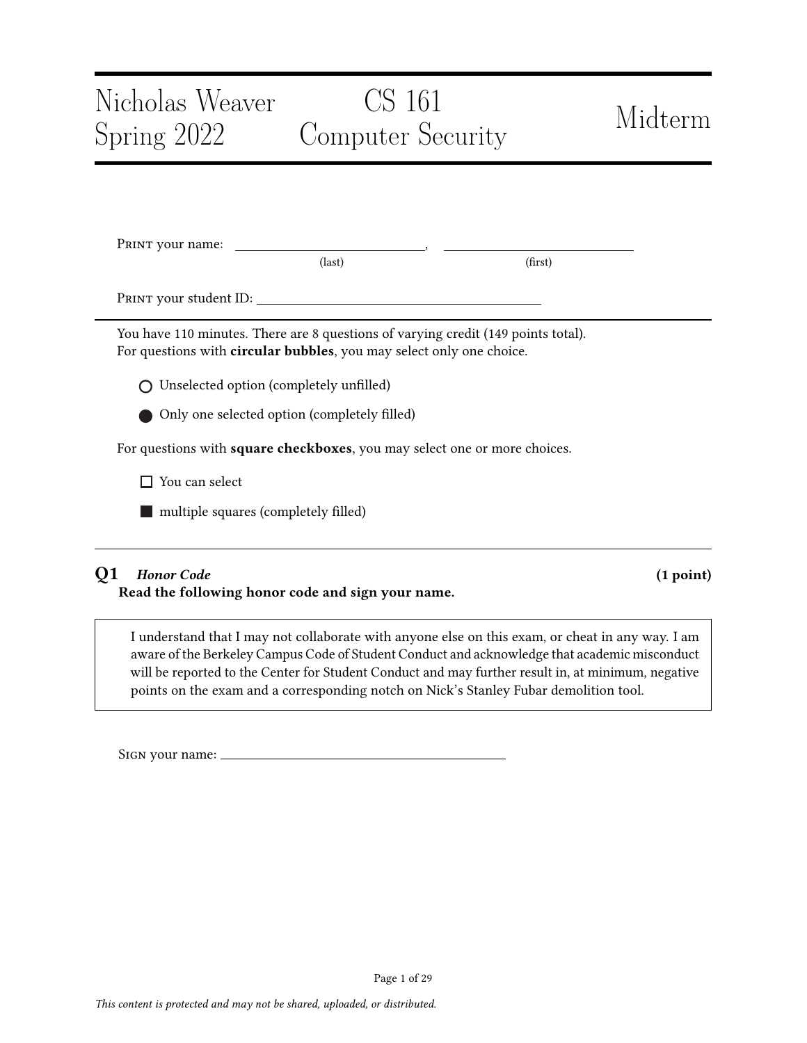# Nicholas Weaver — Spring 2022 — CS 161 Computer Security — Midterm

PRINT your name: \_\_\_\_\_\_\_\_\_\_\_\_\_\_\_\_\_\_\_\_\_\_\_\_\_\_\_\_ (last), \_\_\_\_\_\_\_\_\_\_\_\_\_\_\_\_\_\_\_\_\_\_\_\_\_\_\_\_ (first)

PRINT your student ID: \_\_\_\_\_\_\_\_\_\_\_\_\_\_\_\_\_\_\_\_\_\_\_\_\_\_\_\_\_\_\_\_\_\_\_\_\_\_\_\_

You have 110 minutes. There are 8 questions of varying credit (149 points total).
For questions with **circular bubbles**, you may select only one choice.

- ○ Unselected option (completely unfilled)
- ● Only one selected option (completely filled)

For questions with **square checkboxes**, you may select one or more choices.

- ☐ You can select
- ■ multiple squares (completely filled)

---

## Q1 *Honor Code* (1 point)

**Read the following honor code and sign your name.**

> I understand that I may not collaborate with anyone else on this exam, or cheat in any way. I am aware of the Berkeley Campus Code of Student Conduct and acknowledge that academic misconduct will be reported to the Center for Student Conduct and may further result in, at minimum, negative points on the exam and a corresponding notch on Nick's Stanley Fubar demolition tool.

SIGN your name: \_\_\_\_\_\_\_\_\_\_\_\_\_\_\_\_\_\_\_\_\_\_\_\_\_\_\_\_\_\_\_\_\_\_\_\_\_\_\_\_

*This content is protected and may not be shared, uploaded, or distributed.*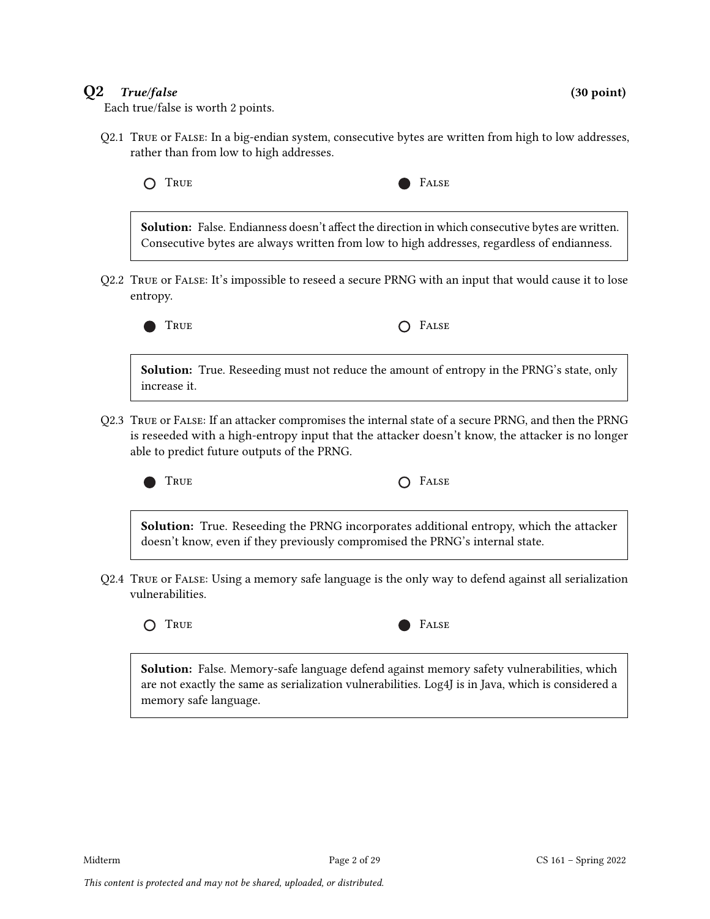## Q2 *True/false* (30 point)

Each true/false is worth 2 points.

Q2.1 True or False: In a big-endian system, consecutive bytes are written from high to low addresses, rather than from low to high addresses.

○ True ● False

> **Solution:** False. Endianness doesn't affect the direction in which consecutive bytes are written. Consecutive bytes are always written from low to high addresses, regardless of endianness.

Q2.2 True or False: It's impossible to reseed a secure PRNG with an input that would cause it to lose entropy.

● True ○ False

> **Solution:** True. Reseeding must not reduce the amount of entropy in the PRNG's state, only increase it.

Q2.3 True or False: If an attacker compromises the internal state of a secure PRNG, and then the PRNG is reseeded with a high-entropy input that the attacker doesn't know, the attacker is no longer able to predict future outputs of the PRNG.

● True ○ False

> **Solution:** True. Reseeding the PRNG incorporates additional entropy, which the attacker doesn't know, even if they previously compromised the PRNG's internal state.

Q2.4 True or False: Using a memory safe language is the only way to defend against all serialization vulnerabilities.

○ True ● False

> **Solution:** False. Memory-safe language defend against memory safety vulnerabilities, which are not exactly the same as serialization vulnerabilities. Log4J is in Java, which is considered a memory safe language.

*This content is protected and may not be shared, uploaded, or distributed.*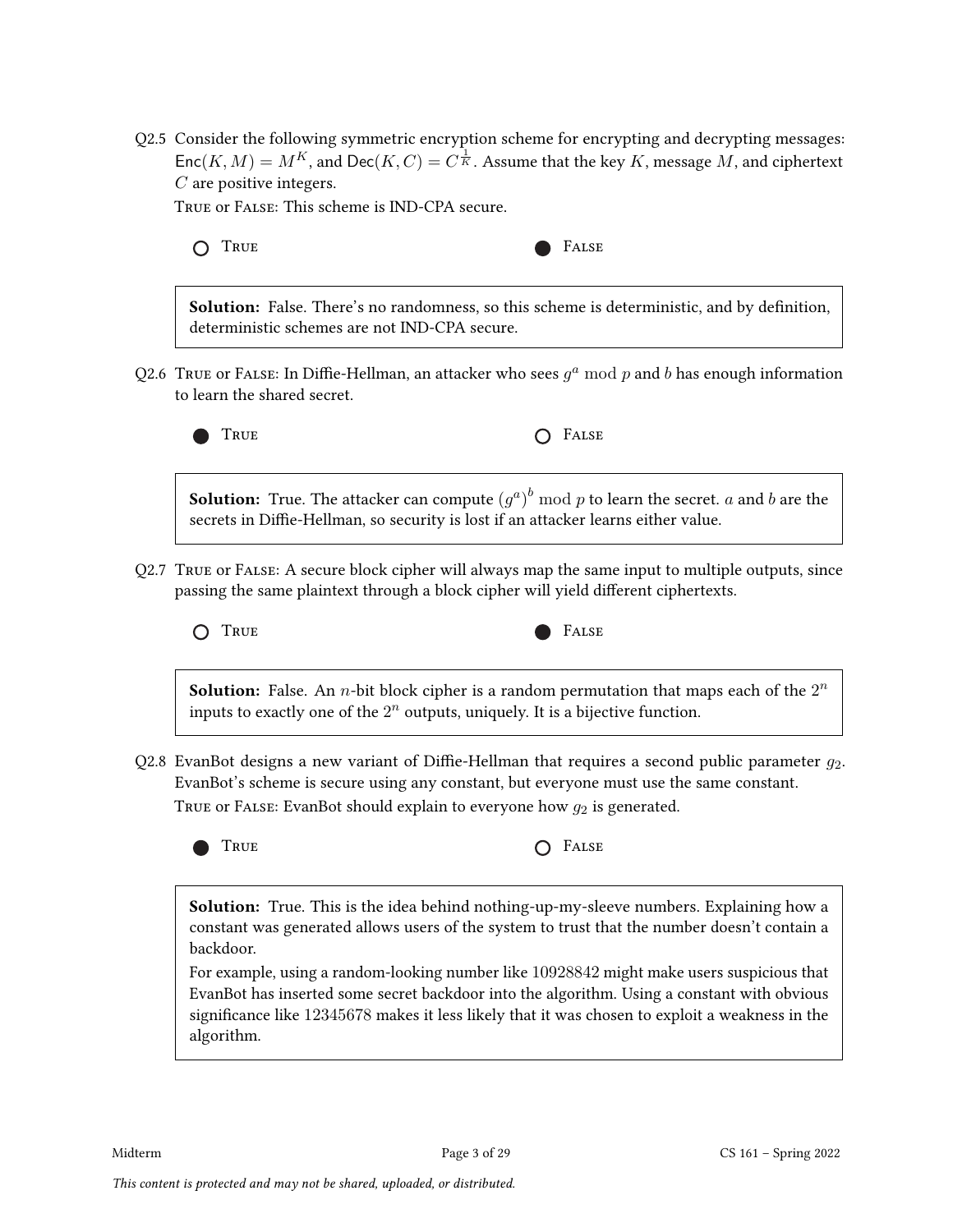Q2.5 Consider the following symmetric encryption scheme for encrypting and decrypting messages: $\mathsf{Enc}(K, M) = M^K$, and $\mathsf{Dec}(K, C) = C^{\frac{1}{K}}$. Assume that the key $K$, message $M$, and ciphertext $C$ are positive integers.

TRUE or FALSE: This scheme is IND-CPA secure.

○ TRUE ● FALSE

> **Solution:** False. There's no randomness, so this scheme is deterministic, and by definition, deterministic schemes are not IND-CPA secure.

Q2.6 TRUE or FALSE: In Diffie-Hellman, an attacker who sees $g^a \bmod p$ and $b$ has enough information to learn the shared secret.

● TRUE ○ FALSE

> **Solution:** True. The attacker can compute $(g^a)^b \bmod p$ to learn the secret. $a$ and $b$ are the secrets in Diffie-Hellman, so security is lost if an attacker learns either value.

Q2.7 TRUE or FALSE: A secure block cipher will always map the same input to multiple outputs, since passing the same plaintext through a block cipher will yield different ciphertexts.

○ TRUE ● FALSE

> **Solution:** False. An $n$-bit block cipher is a random permutation that maps each of the $2^n$ inputs to exactly one of the $2^n$ outputs, uniquely. It is a bijective function.

Q2.8 EvanBot designs a new variant of Diffie-Hellman that requires a second public parameter $g_2$. EvanBot's scheme is secure using any constant, but everyone must use the same constant.

TRUE or FALSE: EvanBot should explain to everyone how $g_2$ is generated.

● TRUE ○ FALSE

> **Solution:** True. This is the idea behind nothing-up-my-sleeve numbers. Explaining how a constant was generated allows users of the system to trust that the number doesn't contain a backdoor.
>
> For example, using a random-looking number like 10928842 might make users suspicious that EvanBot has inserted some secret backdoor into the algorithm. Using a constant with obvious significance like 12345678 makes it less likely that it was chosen to exploit a weakness in the algorithm.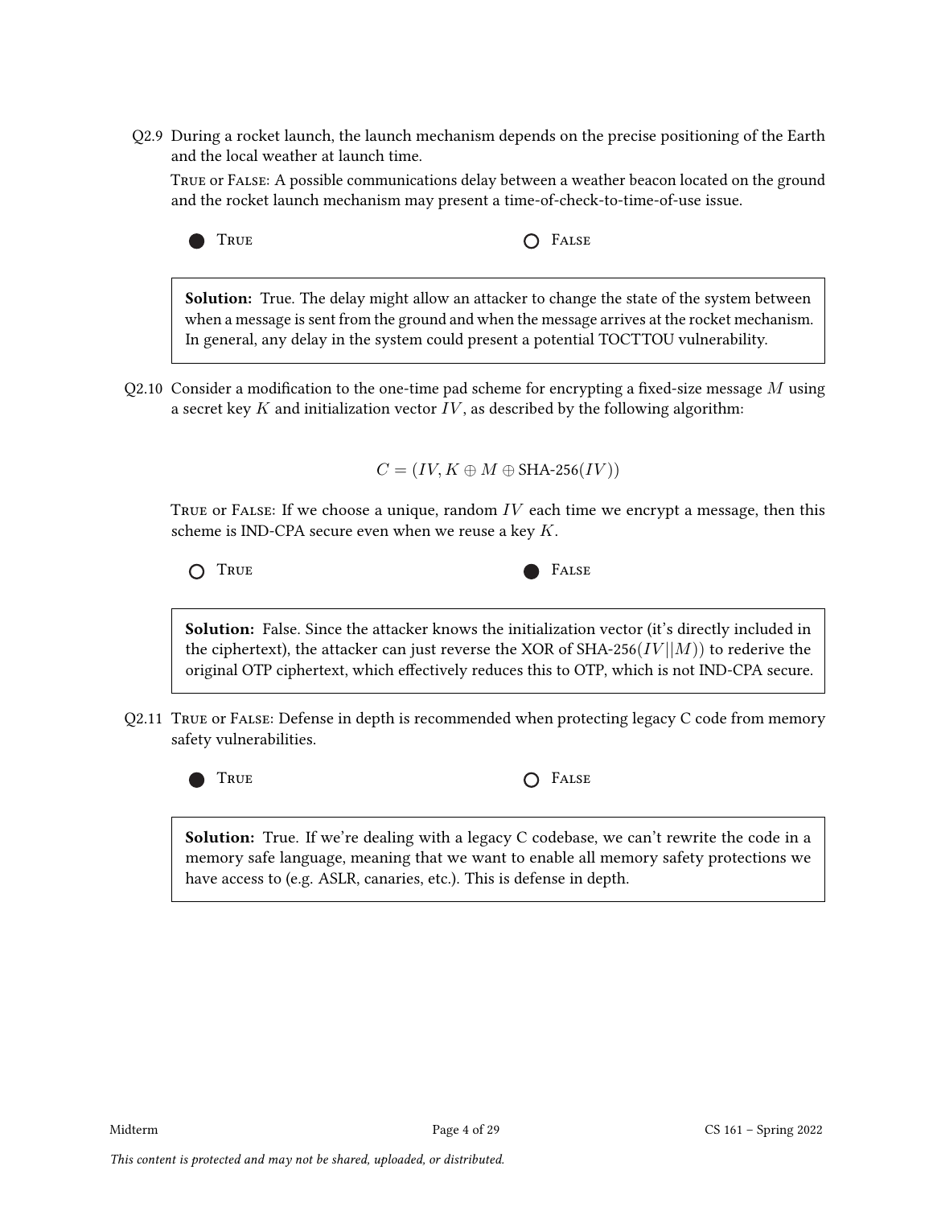Q2.9 During a rocket launch, the launch mechanism depends on the precise positioning of the Earth and the local weather at launch time.

TRUE or FALSE: A possible communications delay between a weather beacon located on the ground and the rocket launch mechanism may present a time-of-check-to-time-of-use issue.

● TRUE ○ FALSE

**Solution:** True. The delay might allow an attacker to change the state of the system between when a message is sent from the ground and when the message arrives at the rocket mechanism. In general, any delay in the system could present a potential TOCTTOU vulnerability.

Q2.10 Consider a modification to the one-time pad scheme for encrypting a fixed-size message $M$ using a secret key $K$ and initialization vector $IV$, as described by the following algorithm:

$$C = (IV, K \oplus M \oplus \text{SHA-256}(IV))$$

TRUE or FALSE: If we choose a unique, random $IV$ each time we encrypt a message, then this scheme is IND-CPA secure even when we reuse a key $K$.

○ TRUE ● FALSE

**Solution:** False. Since the attacker knows the initialization vector (it's directly included in the ciphertext), the attacker can just reverse the XOR of SHA-256$(IV||M)$) to rederive the original OTP ciphertext, which effectively reduces this to OTP, which is not IND-CPA secure.

Q2.11 TRUE or FALSE: Defense in depth is recommended when protecting legacy C code from memory safety vulnerabilities.

● TRUE ○ FALSE

**Solution:** True. If we're dealing with a legacy C codebase, we can't rewrite the code in a memory safe language, meaning that we want to enable all memory safety protections we have access to (e.g. ASLR, canaries, etc.). This is defense in depth.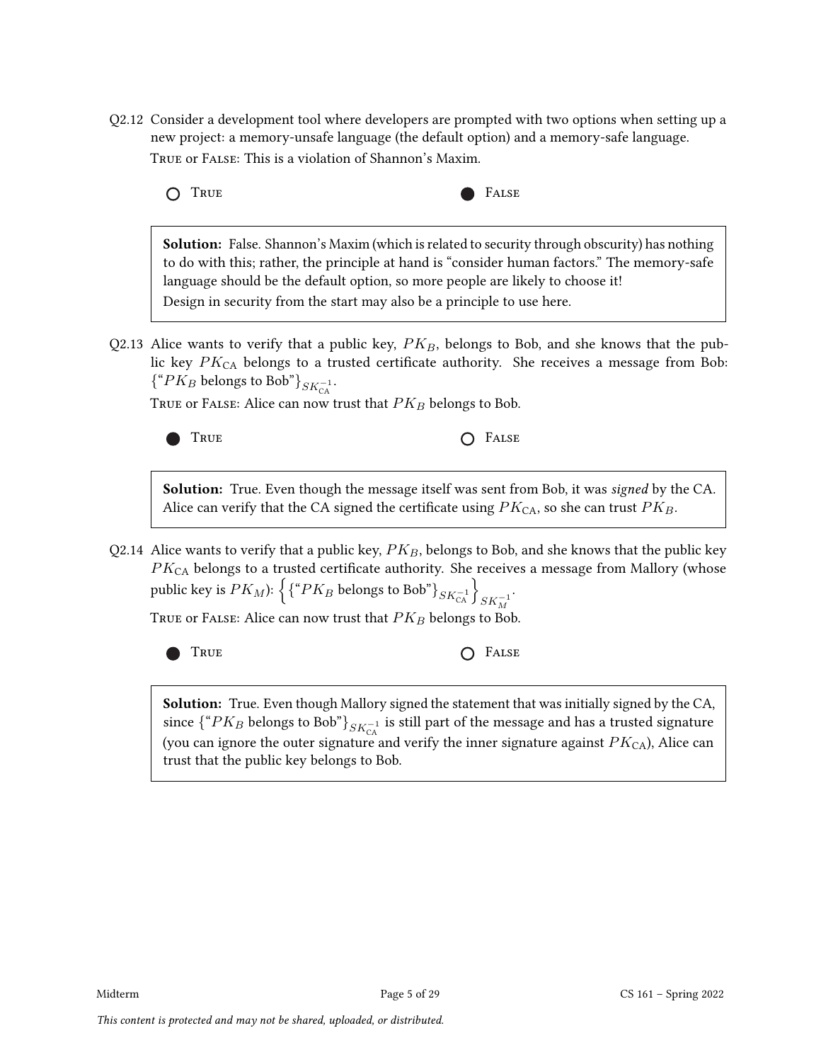Q2.12 Consider a development tool where developers are prompted with two options when setting up a new project: a memory-unsafe language (the default option) and a memory-safe language.

TRUE or FALSE: This is a violation of Shannon's Maxim.

○ TRUE ● FALSE

**Solution:** False. Shannon's Maxim (which is related to security through obscurity) has nothing to do with this; rather, the principle at hand is "consider human factors." The memory-safe language should be the default option, so more people are likely to choose it!

Design in security from the start may also be a principle to use here.

Q2.13 Alice wants to verify that a public key, $PK_B$, belongs to Bob, and she knows that the public key $PK_{\text{CA}}$ belongs to a trusted certificate authority. She receives a message from Bob: $\{\text{"}PK_B \text{ belongs to Bob"}\}_{SK_{\text{CA}}^{-1}}$.

TRUE or FALSE: Alice can now trust that $PK_B$ belongs to Bob.

● TRUE ○ FALSE

**Solution:** True. Even though the message itself was sent from Bob, it was *signed* by the CA. Alice can verify that the CA signed the certificate using $PK_{\text{CA}}$, so she can trust $PK_B$.

Q2.14 Alice wants to verify that a public key, $PK_B$, belongs to Bob, and she knows that the public key $PK_{\text{CA}}$ belongs to a trusted certificate authority. She receives a message from Mallory (whose public key is $PK_M$): $\left\{\{\text{"}PK_B \text{ belongs to Bob"}\}_{SK_{\text{CA}}^{-1}}\right\}_{SK_M^{-1}}$.

TRUE or FALSE: Alice can now trust that $PK_B$ belongs to Bob.

● TRUE ○ FALSE

**Solution:** True. Even though Mallory signed the statement that was initially signed by the CA, since $\{\text{"}PK_B \text{ belongs to Bob"}\}_{SK_{\text{CA}}^{-1}}$ is still part of the message and has a trusted signature (you can ignore the outer signature and verify the inner signature against $PK_{\text{CA}}$), Alice can trust that the public key belongs to Bob.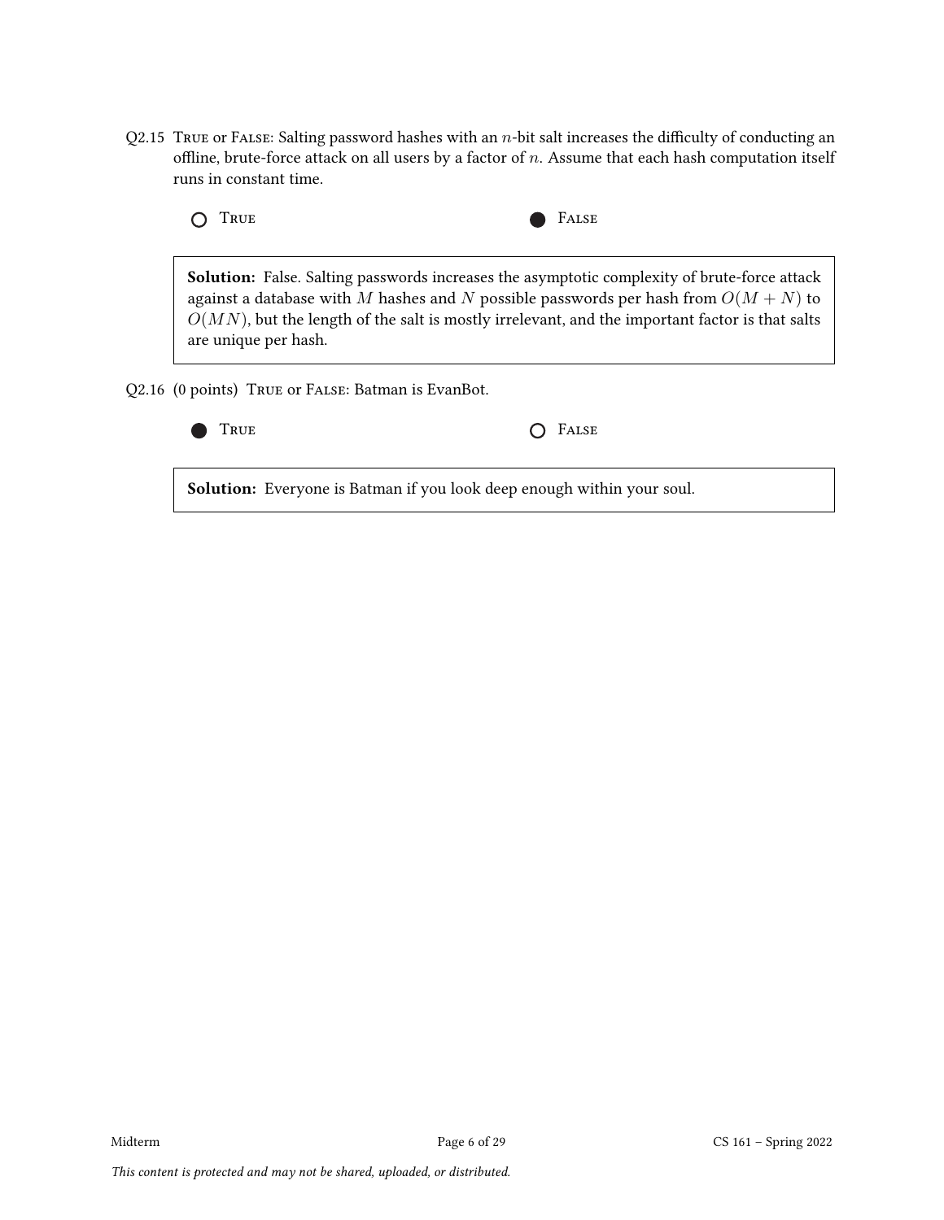Q2.15 True or False: Salting password hashes with an $n$-bit salt increases the difficulty of conducting an offline, brute-force attack on all users by a factor of $n$. Assume that each hash computation itself runs in constant time.

○ True ● False

**Solution:** False. Salting passwords increases the asymptotic complexity of brute-force attack against a database with $M$ hashes and $N$ possible passwords per hash from $O(M + N)$ to $O(MN)$, but the length of the salt is mostly irrelevant, and the important factor is that salts are unique per hash.

Q2.16 (0 points) True or False: Batman is EvanBot.

● True ○ False

**Solution:** Everyone is Batman if you look deep enough within your soul.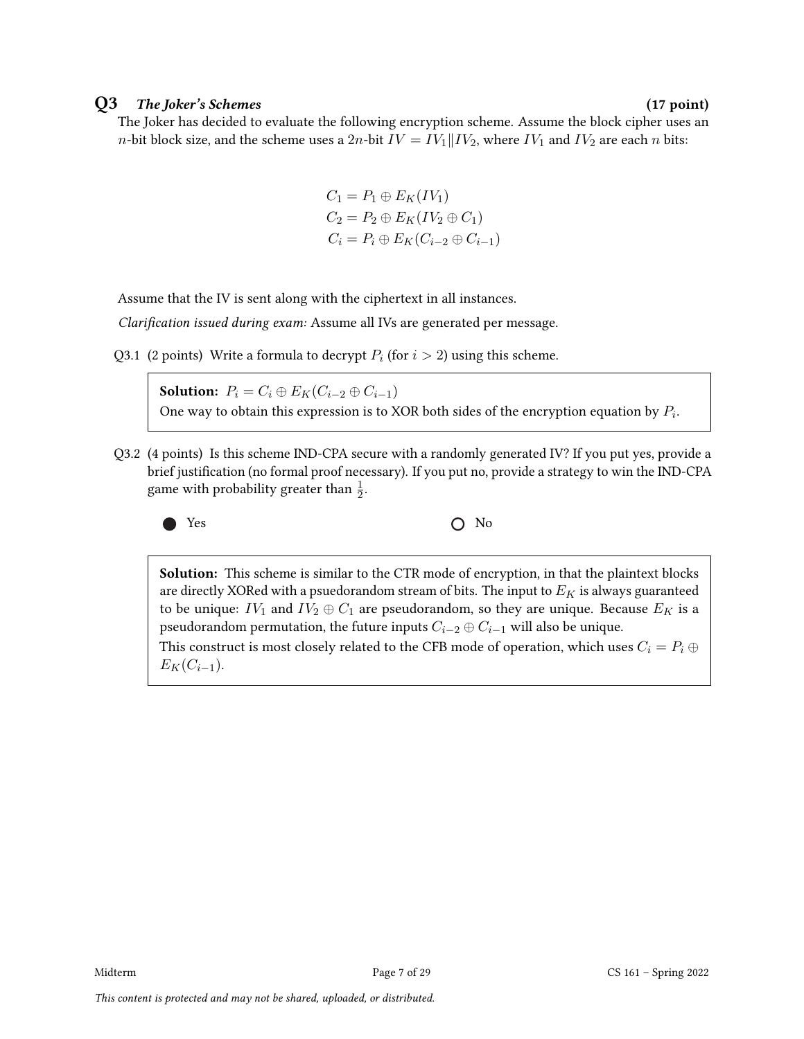## Q3 *The Joker's Schemes* (17 point)

The Joker has decided to evaluate the following encryption scheme. Assume the block cipher uses an $n$-bit block size, and the scheme uses a $2n$-bit $IV = IV_1 \| IV_2$, where $IV_1$ and $IV_2$ are each $n$ bits:

$$C_1 = P_1 \oplus E_K(IV_1)$$
$$C_2 = P_2 \oplus E_K(IV_2 \oplus C_1)$$
$$C_i = P_i \oplus E_K(C_{i-2} \oplus C_{i-1})$$

Assume that the IV is sent along with the ciphertext in all instances.

*Clarification issued during exam:* Assume all IVs are generated per message.

Q3.1 (2 points) Write a formula to decrypt $P_i$ (for $i > 2$) using this scheme.

> **Solution:** $P_i = C_i \oplus E_K(C_{i-2} \oplus C_{i-1})$
> One way to obtain this expression is to XOR both sides of the encryption equation by $P_i$.

Q3.2 (4 points) Is this scheme IND-CPA secure with a randomly generated IV? If you put yes, provide a brief justification (no formal proof necessary). If you put no, provide a strategy to win the IND-CPA game with probability greater than $\frac{1}{2}$.

● Yes ○ No

> **Solution:** This scheme is similar to the CTR mode of encryption, in that the plaintext blocks are directly XORed with a psuedorandom stream of bits. The input to $E_K$ is always guaranteed to be unique: $IV_1$ and $IV_2 \oplus C_1$ are pseudorandom, so they are unique. Because $E_K$ is a pseudorandom permutation, the future inputs $C_{i-2} \oplus C_{i-1}$ will also be unique.
> This construct is most closely related to the CFB mode of operation, which uses $C_i = P_i \oplus E_K(C_{i-1})$.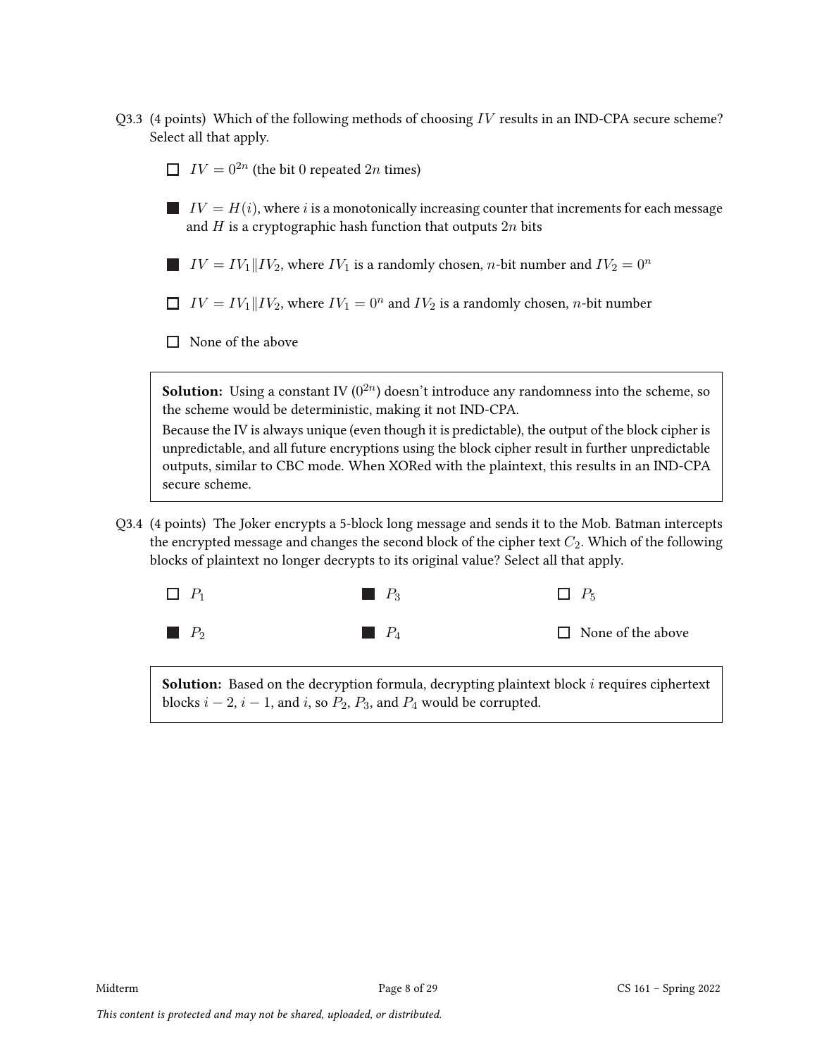Q3.3 (4 points) Which of the following methods of choosing $IV$ results in an IND-CPA secure scheme? Select all that apply.

- ☐ $IV = 0^{2n}$ (the bit 0 repeated $2n$ times)
- ■ $IV = H(i)$, where $i$ is a monotonically increasing counter that increments for each message and $H$ is a cryptographic hash function that outputs $2n$ bits
- ■ $IV = IV_1 \| IV_2$, where $IV_1$ is a randomly chosen, $n$-bit number and $IV_2 = 0^n$
- ☐ $IV = IV_1 \| IV_2$, where $IV_1 = 0^n$ and $IV_2$ is a randomly chosen, $n$-bit number
- ☐ None of the above

**Solution:** Using a constant IV ($0^{2n}$) doesn't introduce any randomness into the scheme, so the scheme would be deterministic, making it not IND-CPA.

Because the IV is always unique (even though it is predictable), the output of the block cipher is unpredictable, and all future encryptions using the block cipher result in further unpredictable outputs, similar to CBC mode. When XORed with the plaintext, this results in an IND-CPA secure scheme.

Q3.4 (4 points) The Joker encrypts a 5-block long message and sends it to the Mob. Batman intercepts the encrypted message and changes the second block of the cipher text $C_2$. Which of the following blocks of plaintext no longer decrypts to its original value? Select all that apply.

- ☐ $P_1$
- ■ $P_2$
- ■ $P_3$
- ■ $P_4$
- ☐ $P_5$
- ☐ None of the above

**Solution:** Based on the decryption formula, decrypting plaintext block $i$ requires ciphertext blocks $i-2$, $i-1$, and $i$, so $P_2$, $P_3$, and $P_4$ would be corrupted.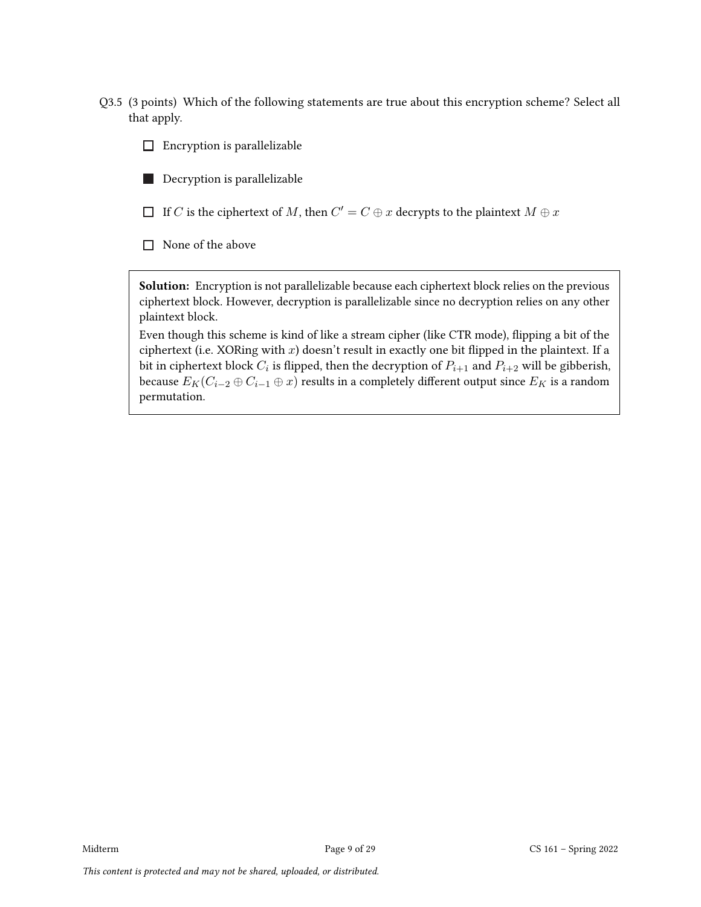Q3.5 (3 points) Which of the following statements are true about this encryption scheme? Select all that apply.

☐ Encryption is parallelizable

■ Decryption is parallelizable

☐ If $C$ is the ciphertext of $M$, then $C' = C \oplus x$ decrypts to the plaintext $M \oplus x$

☐ None of the above

> **Solution:** Encryption is not parallelizable because each ciphertext block relies on the previous ciphertext block. However, decryption is parallelizable since no decryption relies on any other plaintext block.
>
> Even though this scheme is kind of like a stream cipher (like CTR mode), flipping a bit of the ciphertext (i.e. XORing with $x$) doesn't result in exactly one bit flipped in the plaintext. If a bit in ciphertext block $C_i$ is flipped, then the decryption of $P_{i+1}$ and $P_{i+2}$ will be gibberish, because $E_K(C_{i-2} \oplus C_{i-1} \oplus x)$ results in a completely different output since $E_K$ is a random permutation.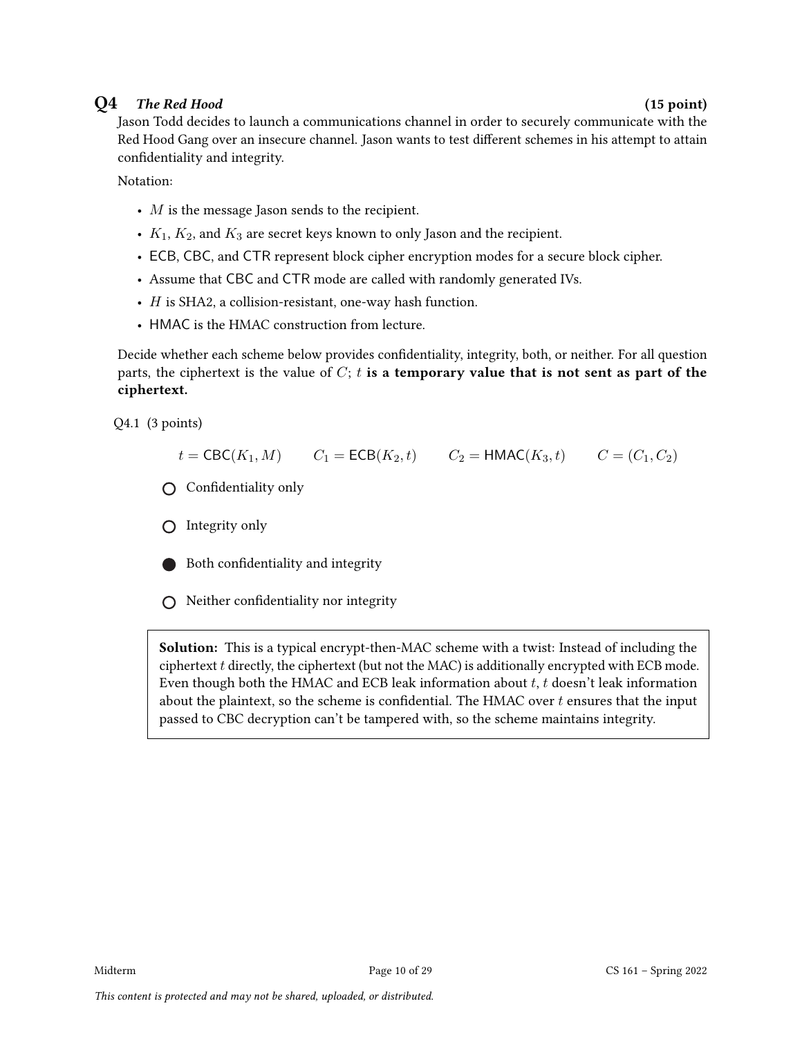## Q4 *The Red Hood* (15 point)

Jason Todd decides to launch a communications channel in order to securely communicate with the Red Hood Gang over an insecure channel. Jason wants to test different schemes in his attempt to attain confidentiality and integrity.

Notation:

- $M$ is the message Jason sends to the recipient.
- $K_1$, $K_2$, and $K_3$ are secret keys known to only Jason and the recipient.
- ECB, CBC, and CTR represent block cipher encryption modes for a secure block cipher.
- Assume that CBC and CTR mode are called with randomly generated IVs.
- $H$ is SHA2, a collision-resistant, one-way hash function.
- HMAC is the HMAC construction from lecture.

Decide whether each scheme below provides confidentiality, integrity, both, or neither. For all question parts, the ciphertext is the value of $C$; $t$ **is a temporary value that is not sent as part of the ciphertext.**

Q4.1 (3 points)

$$t = \mathsf{CBC}(K_1, M) \qquad C_1 = \mathsf{ECB}(K_2, t) \qquad C_2 = \mathsf{HMAC}(K_3, t) \qquad C = (C_1, C_2)$$

- ○ Confidentiality only
- ○ Integrity only
- ● Both confidentiality and integrity
- ○ Neither confidentiality nor integrity

**Solution:** This is a typical encrypt-then-MAC scheme with a twist: Instead of including the ciphertext $t$ directly, the ciphertext (but not the MAC) is additionally encrypted with ECB mode. Even though both the HMAC and ECB leak information about $t$, $t$ doesn't leak information about the plaintext, so the scheme is confidential. The HMAC over $t$ ensures that the input passed to CBC decryption can't be tampered with, so the scheme maintains integrity.

*This content is protected and may not be shared, uploaded, or distributed.*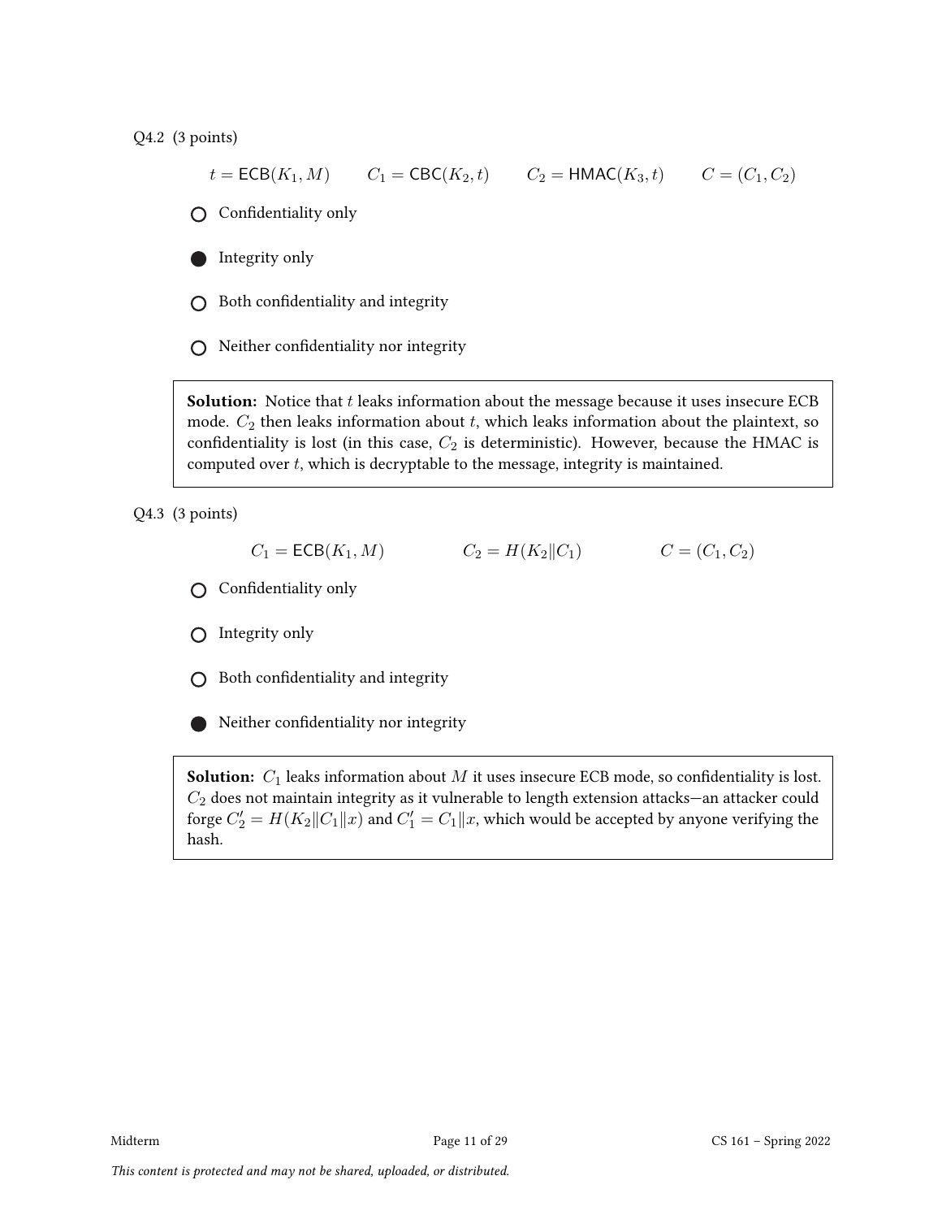Q4.2 (3 points)

$$t = \mathsf{ECB}(K_1, M) \qquad C_1 = \mathsf{CBC}(K_2, t) \qquad C_2 = \mathsf{HMAC}(K_3, t) \qquad C = (C_1, C_2)$$

- ○ Confidentiality only
- ● Integrity only
- ○ Both confidentiality and integrity
- ○ Neither confidentiality nor integrity

> **Solution:** Notice that $t$ leaks information about the message because it uses insecure ECB mode. $C_2$ then leaks information about $t$, which leaks information about the plaintext, so confidentiality is lost (in this case, $C_2$ is deterministic). However, because the HMAC is computed over $t$, which is decryptable to the message, integrity is maintained.

Q4.3 (3 points)

$$C_1 = \mathsf{ECB}(K_1, M) \qquad C_2 = H(K_2 \| C_1) \qquad C = (C_1, C_2)$$

- ○ Confidentiality only
- ○ Integrity only
- ○ Both confidentiality and integrity
- ● Neither confidentiality nor integrity

> **Solution:** $C_1$ leaks information about $M$ it uses insecure ECB mode, so confidentiality is lost. $C_2$ does not maintain integrity as it vulnerable to length extension attacks—an attacker could forge $C_2' = H(K_2 \| C_1 \| x)$ and $C_1' = C_1 \| x$, which would be accepted by anyone verifying the hash.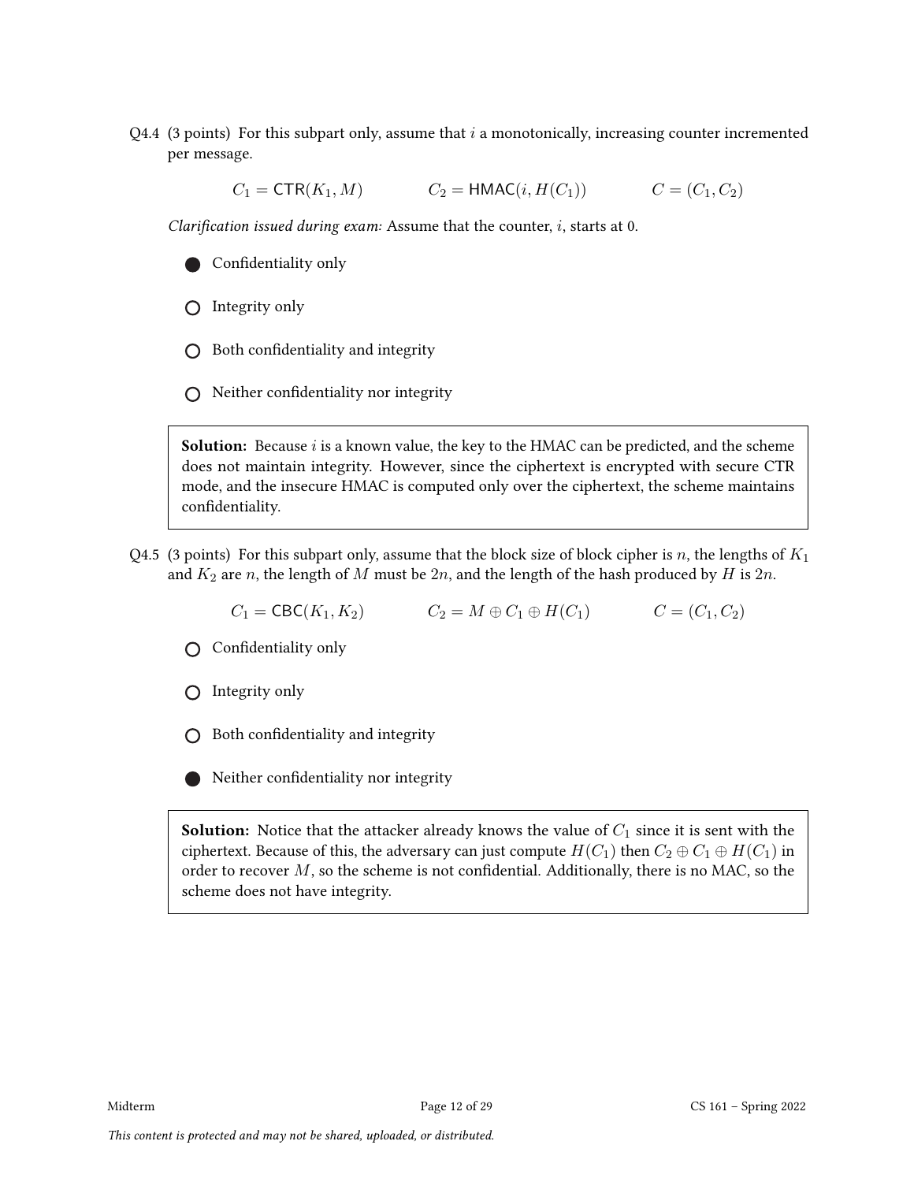Q4.4 (3 points) For this subpart only, assume that $i$ a monotonically, increasing counter incremented per message.

$$C_1 = \mathsf{CTR}(K_1, M) \qquad C_2 = \mathsf{HMAC}(i, H(C_1)) \qquad C = (C_1, C_2)$$

*Clarification issued during exam:* Assume that the counter, $i$, starts at 0.

- ● Confidentiality only
- ○ Integrity only
- ○ Both confidentiality and integrity
- ○ Neither confidentiality nor integrity

**Solution:** Because $i$ is a known value, the key to the HMAC can be predicted, and the scheme does not maintain integrity. However, since the ciphertext is encrypted with secure CTR mode, and the insecure HMAC is computed only over the ciphertext, the scheme maintains confidentiality.

Q4.5 (3 points) For this subpart only, assume that the block size of block cipher is $n$, the lengths of $K_1$ and $K_2$ are $n$, the length of $M$ must be $2n$, and the length of the hash produced by $H$ is $2n$.

$$C_1 = \mathsf{CBC}(K_1, K_2) \qquad C_2 = M \oplus C_1 \oplus H(C_1) \qquad C = (C_1, C_2)$$

- ○ Confidentiality only
- ○ Integrity only
- ○ Both confidentiality and integrity
- ● Neither confidentiality nor integrity

**Solution:** Notice that the attacker already knows the value of $C_1$ since it is sent with the ciphertext. Because of this, the adversary can just compute $H(C_1)$ then $C_2 \oplus C_1 \oplus H(C_1)$ in order to recover $M$, so the scheme is not confidential. Additionally, there is no MAC, so the scheme does not have integrity.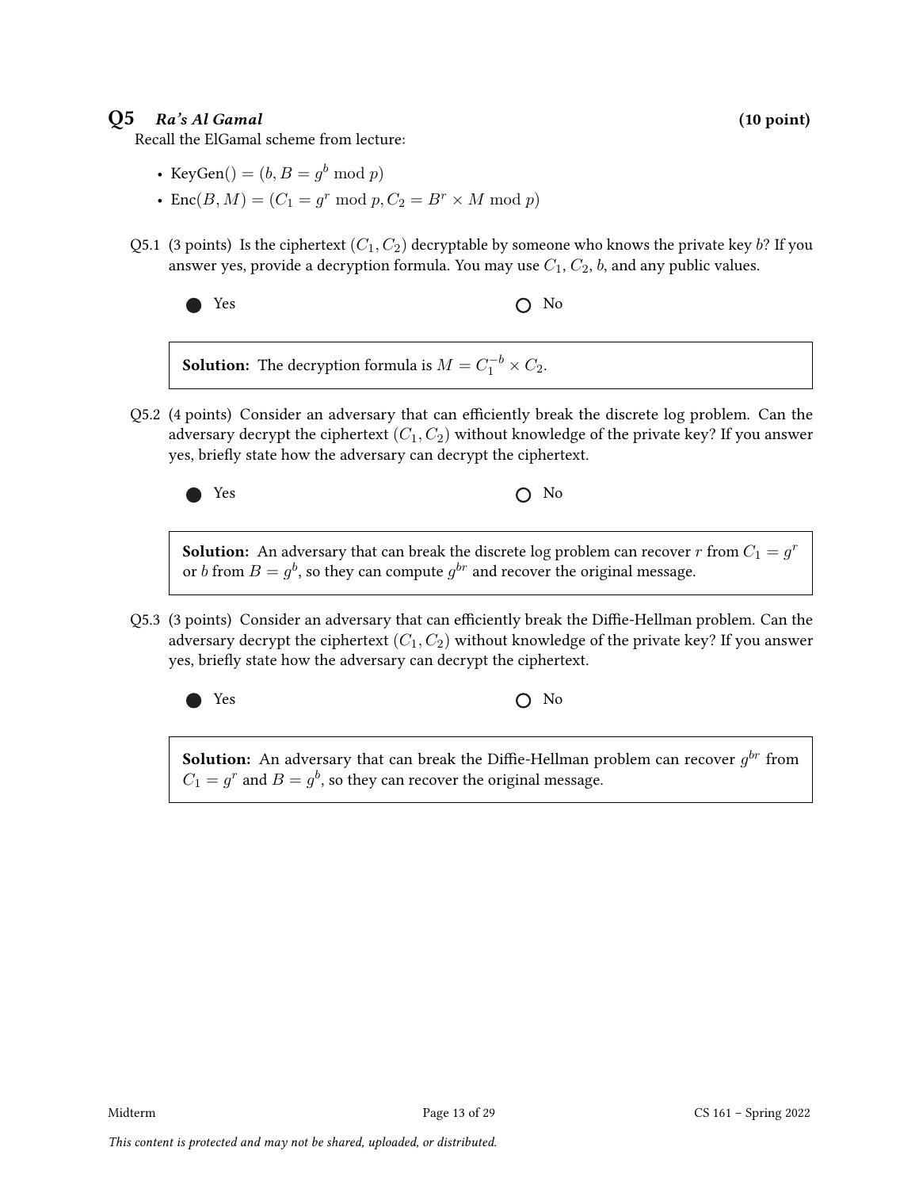## Q5 *Ra's Al Gamal* (10 point)

Recall the ElGamal scheme from lecture:

- KeyGen() $= (b, B = g^b \bmod p)$
- Enc$(B, M) = (C_1 = g^r \bmod p, C_2 = B^r \times M \bmod p)$

Q5.1 (3 points) Is the ciphertext $(C_1, C_2)$ decryptable by someone who knows the private key $b$? If you answer yes, provide a decryption formula. You may use $C_1$, $C_2$, $b$, and any public values.

● Yes ○ No

**Solution:** The decryption formula is $M = C_1^{-b} \times C_2$.

Q5.2 (4 points) Consider an adversary that can efficiently break the discrete log problem. Can the adversary decrypt the ciphertext $(C_1, C_2)$ without knowledge of the private key? If you answer yes, briefly state how the adversary can decrypt the ciphertext.

● Yes ○ No

**Solution:** An adversary that can break the discrete log problem can recover $r$ from $C_1 = g^r$ or $b$ from $B = g^b$, so they can compute $g^{br}$ and recover the original message.

Q5.3 (3 points) Consider an adversary that can efficiently break the Diffie-Hellman problem. Can the adversary decrypt the ciphertext $(C_1, C_2)$ without knowledge of the private key? If you answer yes, briefly state how the adversary can decrypt the ciphertext.

● Yes ○ No

**Solution:** An adversary that can break the Diffie-Hellman problem can recover $g^{br}$ from $C_1 = g^r$ and $B = g^b$, so they can recover the original message.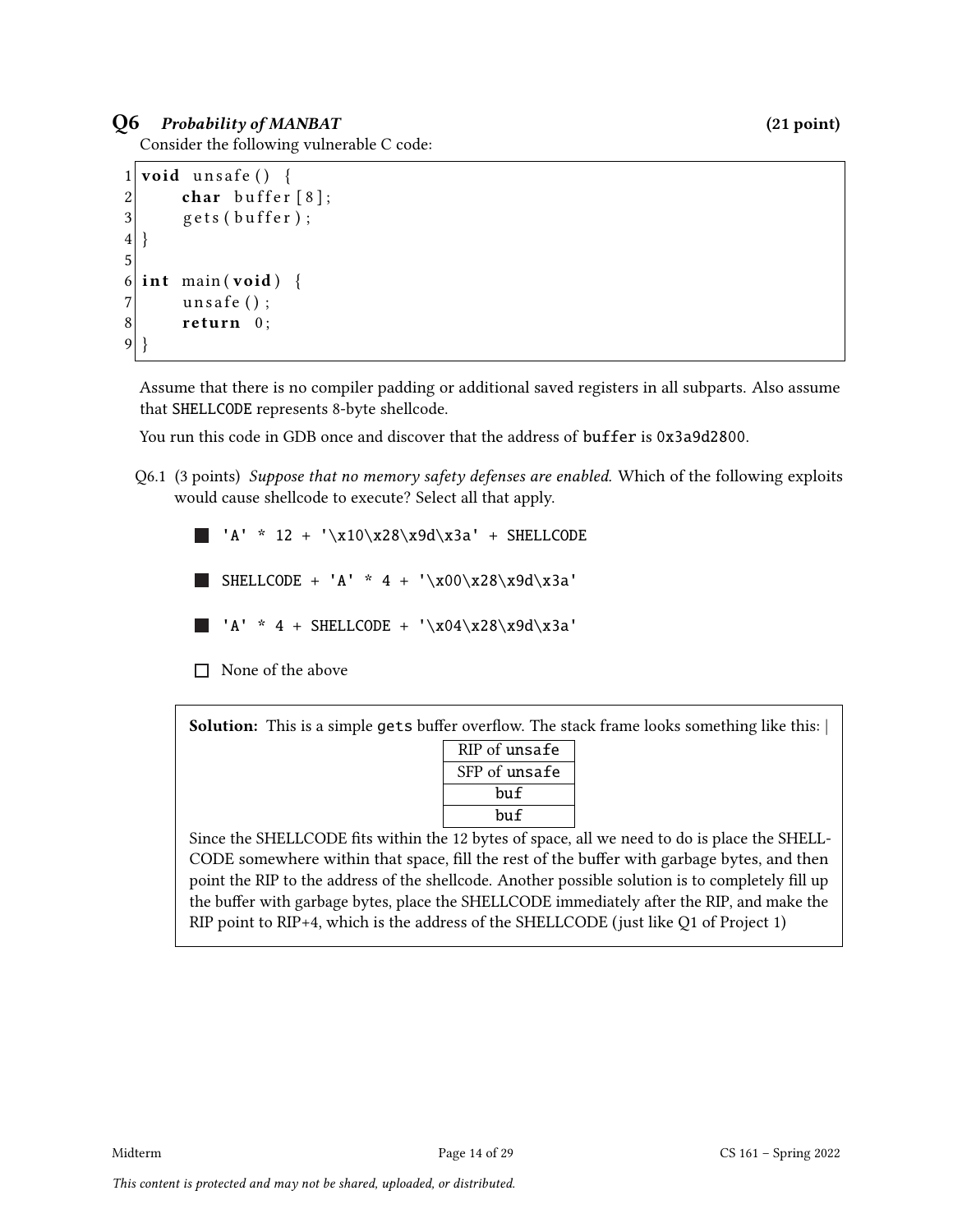## Q6 *Probability of MANBAT* (21 point)

Consider the following vulnerable C code:

```
1 void unsafe() {
2     char buffer[8];
3     gets(buffer);
4 }
5
6 int main(void) {
7     unsafe();
8     return 0;
9 }
```

Assume that there is no compiler padding or additional saved registers in all subparts. Also assume that SHELLCODE represents 8-byte shellcode.

You run this code in GDB once and discover that the address of buffer is 0x3a9d2800.

Q6.1 (3 points) *Suppose that no memory safety defenses are enabled.* Which of the following exploits would cause shellcode to execute? Select all that apply.

- [x] 'A' * 12 + '\x10\x28\x9d\x3a' + SHELLCODE
- [x] SHELLCODE + 'A' * 4 + '\x00\x28\x9d\x3a'
- [x] 'A' * 4 + SHELLCODE + '\x04\x28\x9d\x3a'
- [ ] None of the above

**Solution:** This is a simple gets buffer overflow. The stack frame looks something like this: |

| RIP of unsafe |
|---|
| SFP of unsafe |
| buf |
| buf |

Since the SHELLCODE fits within the 12 bytes of space, all we need to do is place the SHELLCODE somewhere within that space, fill the rest of the buffer with garbage bytes, and then point the RIP to the address of the shellcode. Another possible solution is to completely fill up the buffer with garbage bytes, place the SHELLCODE immediately after the RIP, and make the RIP point to RIP+4, which is the address of the SHELLCODE (just like Q1 of Project 1)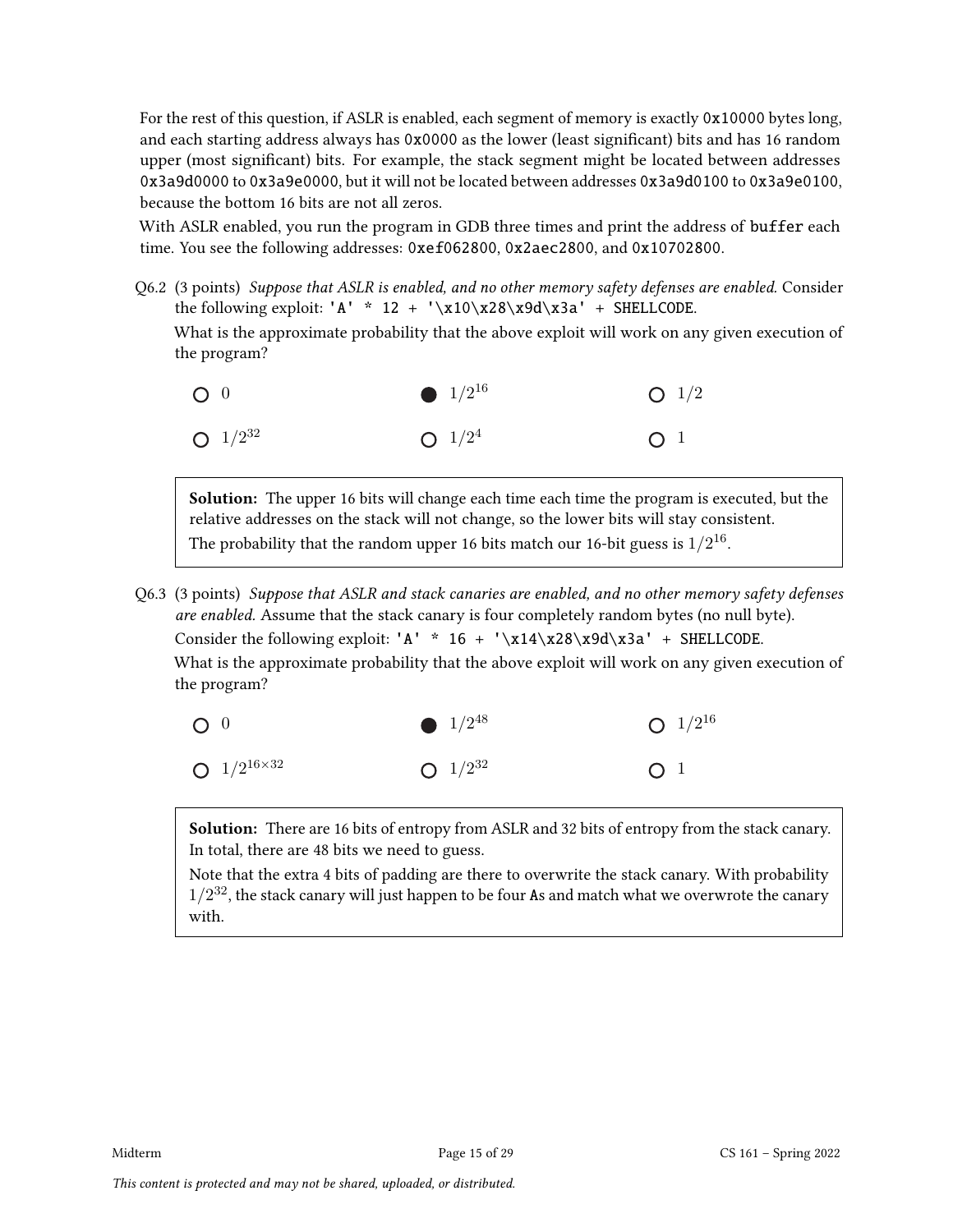For the rest of this question, if ASLR is enabled, each segment of memory is exactly `0x10000` bytes long, and each starting address always has `0x0000` as the lower (least significant) bits and has 16 random upper (most significant) bits. For example, the stack segment might be located between addresses `0x3a9d0000` to `0x3a9e0000`, but it will not be located between addresses `0x3a9d0100` to `0x3a9e0100`, because the bottom 16 bits are not all zeros.

With ASLR enabled, you run the program in GDB three times and print the address of `buffer` each time. You see the following addresses: `0xef062800`, `0x2aec2800`, and `0x10702800`.

Q6.2 (3 points) *Suppose that ASLR is enabled, and no other memory safety defenses are enabled.* Consider the following exploit: `'A' * 12 + '\x10\x28\x9d\x3a' + SHELLCODE`.

What is the approximate probability that the above exploit will work on any given execution of the program?

- ○ $0$
- ● $1/2^{16}$
- ○ $1/2$
- ○ $1/2^{32}$
- ○ $1/2^{4}$
- ○ $1$

> **Solution:** The upper 16 bits will change each time each time the program is executed, but the relative addresses on the stack will not change, so the lower bits will stay consistent.
>
> The probability that the random upper 16 bits match our 16-bit guess is $1/2^{16}$.

Q6.3 (3 points) *Suppose that ASLR and stack canaries are enabled, and no other memory safety defenses are enabled.* Assume that the stack canary is four completely random bytes (no null byte).

Consider the following exploit: `'A' * 16 + '\x14\x28\x9d\x3a' + SHELLCODE`.

What is the approximate probability that the above exploit will work on any given execution of the program?

- ○ $0$
- ● $1/2^{48}$
- ○ $1/2^{16}$
- ○ $1/2^{16\times32}$
- ○ $1/2^{32}$
- ○ $1$

> **Solution:** There are 16 bits of entropy from ASLR and 32 bits of entropy from the stack canary. In total, there are 48 bits we need to guess.
>
> Note that the extra 4 bits of padding are there to overwrite the stack canary. With probability $1/2^{32}$, the stack canary will just happen to be four `A`s and match what we overwrote the canary with.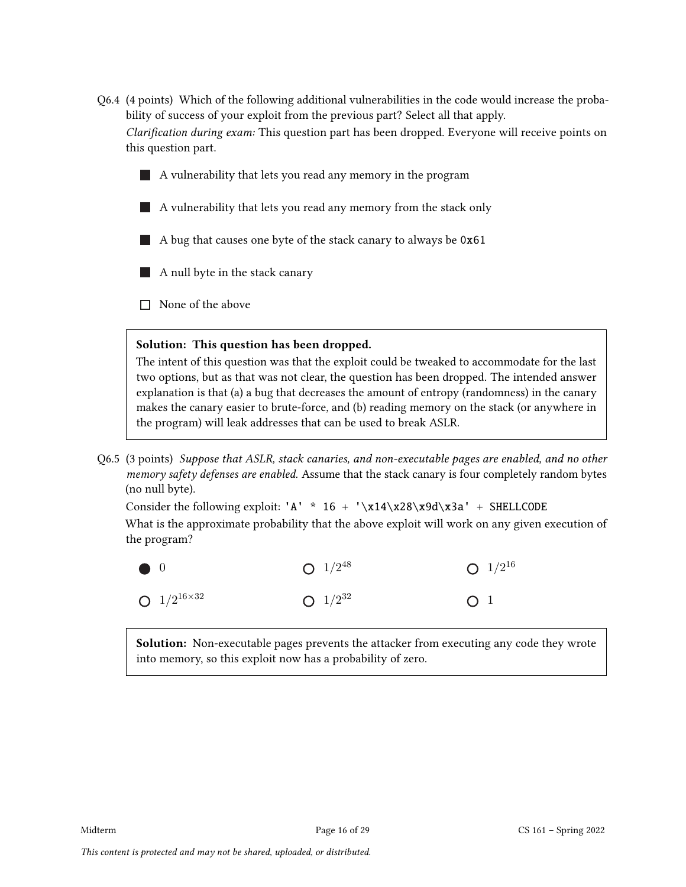Q6.4 (4 points) Which of the following additional vulnerabilities in the code would increase the probability of success of your exploit from the previous part? Select all that apply.

*Clarification during exam:* This question part has been dropped. Everyone will receive points on this question part.

- ■ A vulnerability that lets you read any memory in the program
- ■ A vulnerability that lets you read any memory from the stack only
- ■ A bug that causes one byte of the stack canary to always be `0x61`
- ■ A null byte in the stack canary
- ☐ None of the above

> **Solution: This question has been dropped.**
> The intent of this question was that the exploit could be tweaked to accommodate for the last two options, but as that was not clear, the question has been dropped. The intended answer explanation is that (a) a bug that decreases the amount of entropy (randomness) in the canary makes the canary easier to brute-force, and (b) reading memory on the stack (or anywhere in the program) will leak addresses that can be used to break ASLR.

Q6.5 (3 points) *Suppose that ASLR, stack canaries, and non-executable pages are enabled, and no other memory safety defenses are enabled.* Assume that the stack canary is four completely random bytes (no null byte).

Consider the following exploit: `'A' * 16 + '\x14\x28\x9d\x3a' + SHELLCODE`

What is the approximate probability that the above exploit will work on any given execution of the program?

- ● 0
- ○ $1/2^{48}$
- ○ $1/2^{16}$
- ○ $1/2^{16\times 32}$
- ○ $1/2^{32}$
- ○ 1

> **Solution:** Non-executable pages prevents the attacker from executing any code they wrote into memory, so this exploit now has a probability of zero.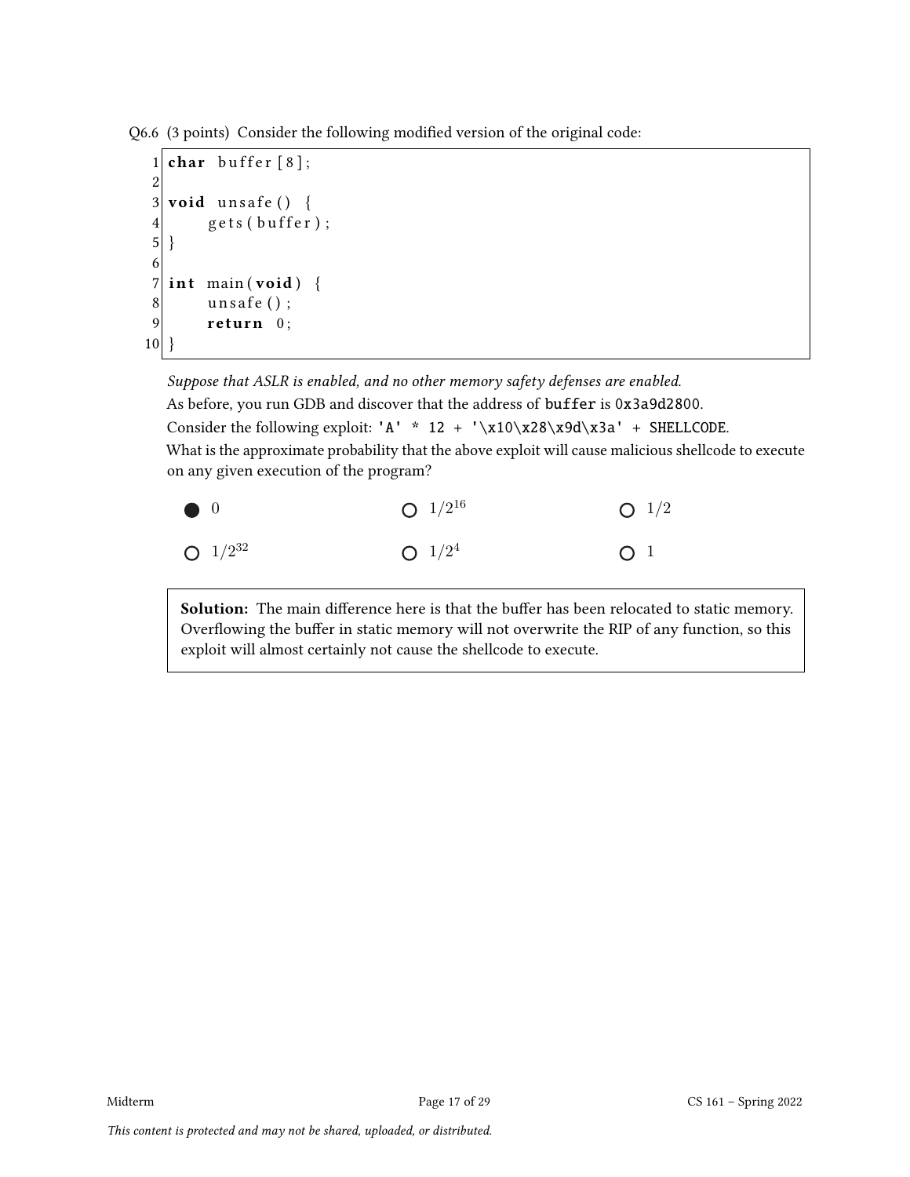Q6.6 (3 points) Consider the following modified version of the original code:

```
1  char buffer[8];
2
3  void unsafe() {
4      gets(buffer);
5  }
6
7  int main(void) {
8      unsafe();
9      return 0;
10 }
```

*Suppose that ASLR is enabled, and no other memory safety defenses are enabled.*

As before, you run GDB and discover that the address of `buffer` is `0x3a9d2800`.

Consider the following exploit: `'A' * 12 + '\x10\x28\x9d\x3a' + SHELLCODE`.

What is the approximate probability that the above exploit will cause malicious shellcode to execute on any given execution of the program?

- ● 0
- ○ $1/2^{16}$
- ○ $1/2$
- ○ $1/2^{32}$
- ○ $1/2^4$
- ○ 1

**Solution:** The main difference here is that the buffer has been relocated to static memory. Overflowing the buffer in static memory will not overwrite the RIP of any function, so this exploit will almost certainly not cause the shellcode to execute.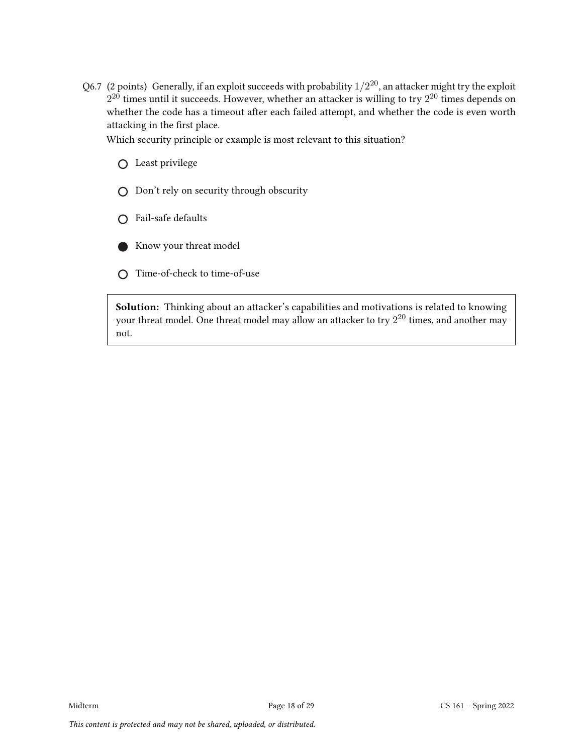Q6.7 (2 points) Generally, if an exploit succeeds with probability $1/2^{20}$, an attacker might try the exploit $2^{20}$ times until it succeeds. However, whether an attacker is willing to try $2^{20}$ times depends on whether the code has a timeout after each failed attempt, and whether the code is even worth attacking in the first place.

Which security principle or example is most relevant to this situation?

- ○ Least privilege
- ○ Don't rely on security through obscurity
- ○ Fail-safe defaults
- ● Know your threat model
- ○ Time-of-check to time-of-use

> **Solution:** Thinking about an attacker's capabilities and motivations is related to knowing your threat model. One threat model may allow an attacker to try $2^{20}$ times, and another may not.

*This content is protected and may not be shared, uploaded, or distributed.*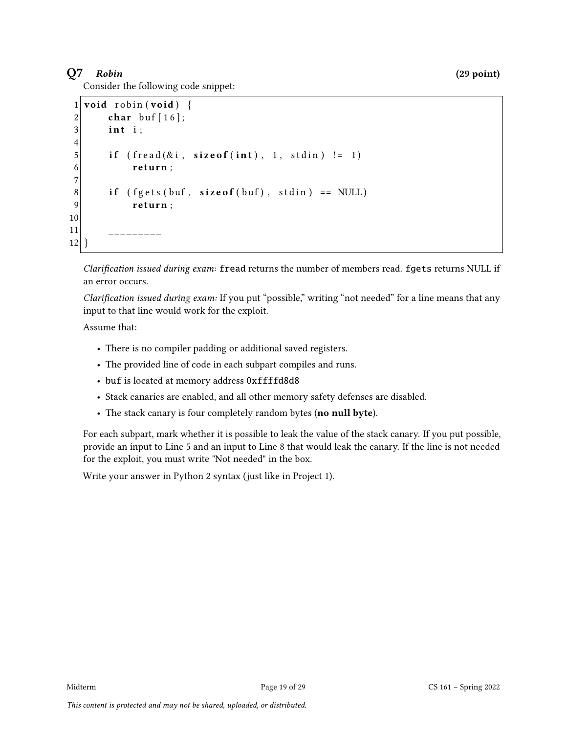## Q7 *Robin* (29 point)

Consider the following code snippet:

```
1  void robin(void) {
2      char buf[16];
3      int i;
4
5      if (fread(&i, sizeof(int), 1, stdin) != 1)
6          return;
7
8      if (fgets(buf, sizeof(buf), stdin) == NULL)
9          return;
10
11     _________
12 }
```

*Clarification issued during exam:* fread returns the number of members read. fgets returns NULL if an error occurs.

*Clarification issued during exam:* If you put "possible," writing "not needed" for a line means that any input to that line would work for the exploit.

Assume that:

- There is no compiler padding or additional saved registers.
- The provided line of code in each subpart compiles and runs.
- buf is located at memory address 0xffffd8d8
- Stack canaries are enabled, and all other memory safety defenses are disabled.
- The stack canary is four completely random bytes (**no null byte**).

For each subpart, mark whether it is possible to leak the value of the stack canary. If you put possible, provide an input to Line 5 and an input to Line 8 that would leak the canary. If the line is not needed for the exploit, you must write "Not needed" in the box.

Write your answer in Python 2 syntax (just like in Project 1).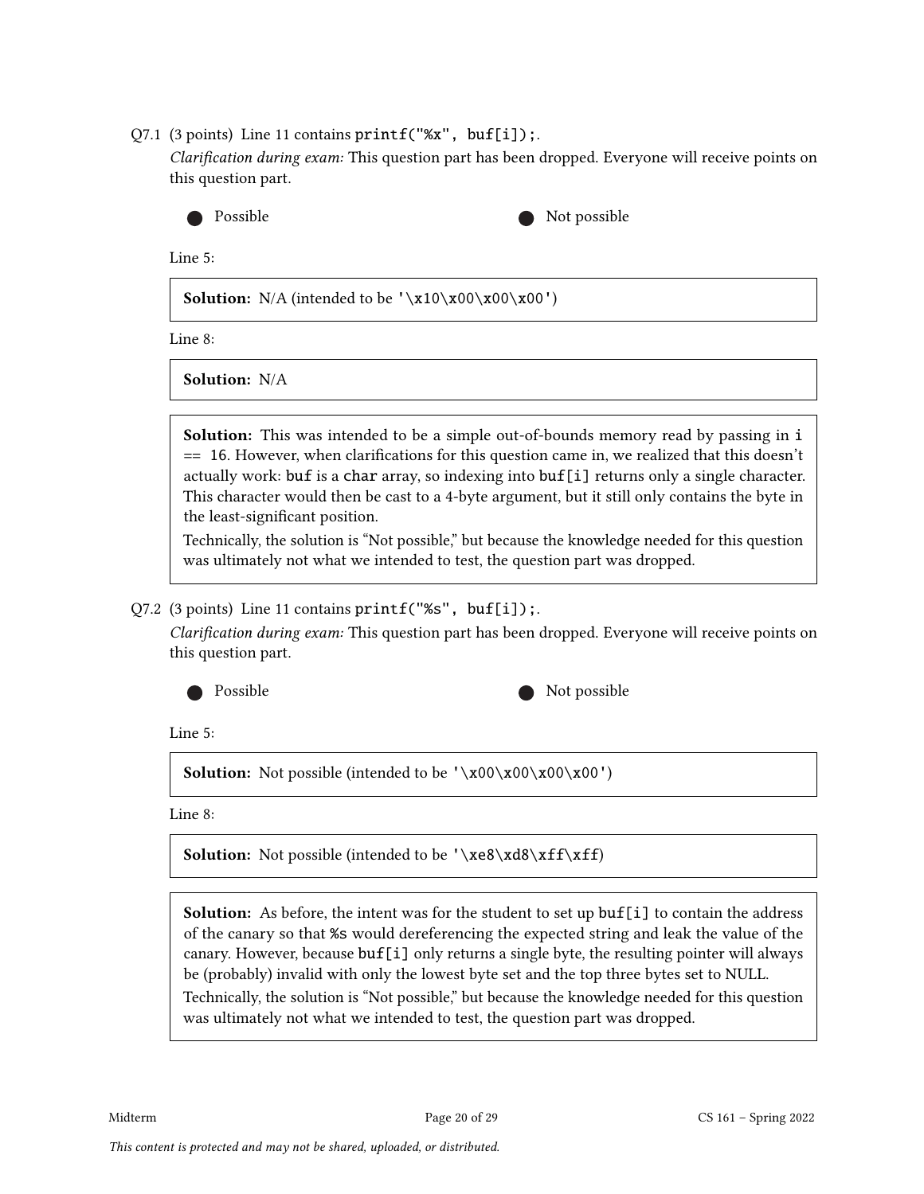Q7.1 (3 points) Line 11 contains `printf("%x", buf[i]);`.

*Clarification during exam:* This question part has been dropped. Everyone will receive points on this question part.

● Possible ● Not possible

Line 5:

> **Solution:** N/A (intended to be `'\x10\x00\x00\x00'`)

Line 8:

> **Solution:** N/A

> **Solution:** This was intended to be a simple out-of-bounds memory read by passing in `i == 16`. However, when clarifications for this question came in, we realized that this doesn't actually work: `buf` is a `char` array, so indexing into `buf[i]` returns only a single character. This character would then be cast to a 4-byte argument, but it still only contains the byte in the least-significant position.
>
> Technically, the solution is "Not possible," but because the knowledge needed for this question was ultimately not what we intended to test, the question part was dropped.

Q7.2 (3 points) Line 11 contains `printf("%s", buf[i]);`.

*Clarification during exam:* This question part has been dropped. Everyone will receive points on this question part.

● Possible ● Not possible

Line 5:

> **Solution:** Not possible (intended to be `'\x00\x00\x00\x00'`)

Line 8:

> **Solution:** Not possible (intended to be `'\xe8\xd8\xff\xff`)

> **Solution:** As before, the intent was for the student to set up `buf[i]` to contain the address of the canary so that `%s` would dereferencing the expected string and leak the value of the canary. However, because `buf[i]` only returns a single byte, the resulting pointer will always be (probably) invalid with only the lowest byte set and the top three bytes set to NULL.
>
> Technically, the solution is "Not possible," but because the knowledge needed for this question was ultimately not what we intended to test, the question part was dropped.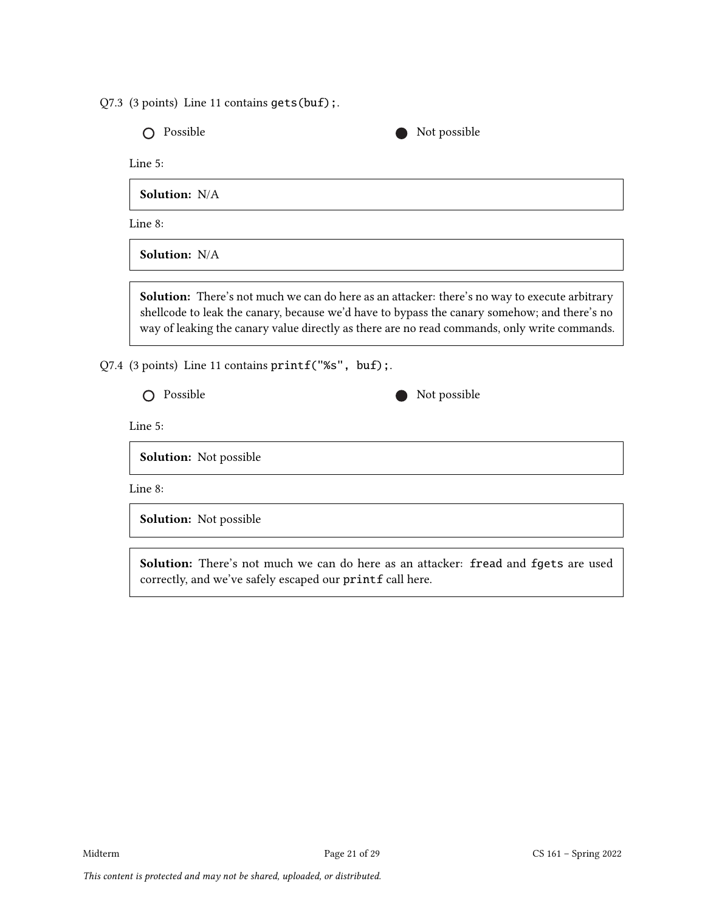Q7.3 (3 points) Line 11 contains `gets(buf);`.

○ Possible ● Not possible

Line 5:

**Solution:** N/A

Line 8:

**Solution:** N/A

**Solution:** There's not much we can do here as an attacker: there's no way to execute arbitrary shellcode to leak the canary, because we'd have to bypass the canary somehow; and there's no way of leaking the canary value directly as there are no read commands, only write commands.

Q7.4 (3 points) Line 11 contains `printf("%s", buf);`.

○ Possible ● Not possible

Line 5:

**Solution:** Not possible

Line 8:

**Solution:** Not possible

**Solution:** There's not much we can do here as an attacker: `fread` and `fgets` are used correctly, and we've safely escaped our `printf` call here.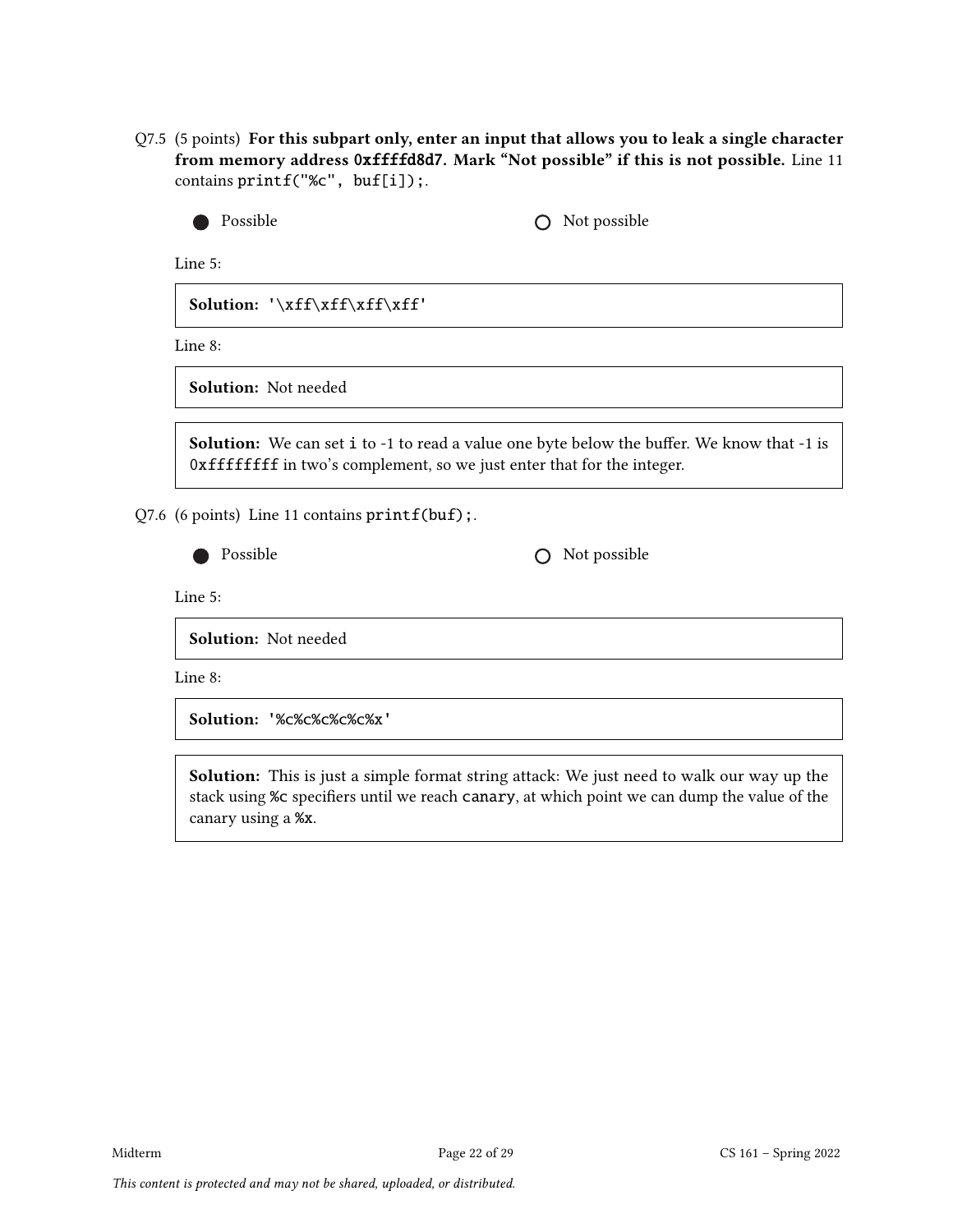Q7.5 (5 points) **For this subpart only, enter an input that allows you to leak a single character from memory address `0xffffd8d7`. Mark "Not possible" if this is not possible.** Line 11 contains `printf("%c", buf[i]);`.

● Possible ○ Not possible

Line 5:

**Solution:** `'\xff\xff\xff\xff'`

Line 8:

**Solution:** Not needed

**Solution:** We can set `i` to -1 to read a value one byte below the buffer. We know that -1 is `0xffffffff` in two's complement, so we just enter that for the integer.

Q7.6 (6 points) Line 11 contains `printf(buf);`.

● Possible ○ Not possible

Line 5:

**Solution:** Not needed

Line 8:

**Solution:** `'%c%c%c%c%c%x'`

**Solution:** This is just a simple format string attack: We just need to walk our way up the stack using `%c` specifiers until we reach `canary`, at which point we can dump the value of the canary using a `%x`.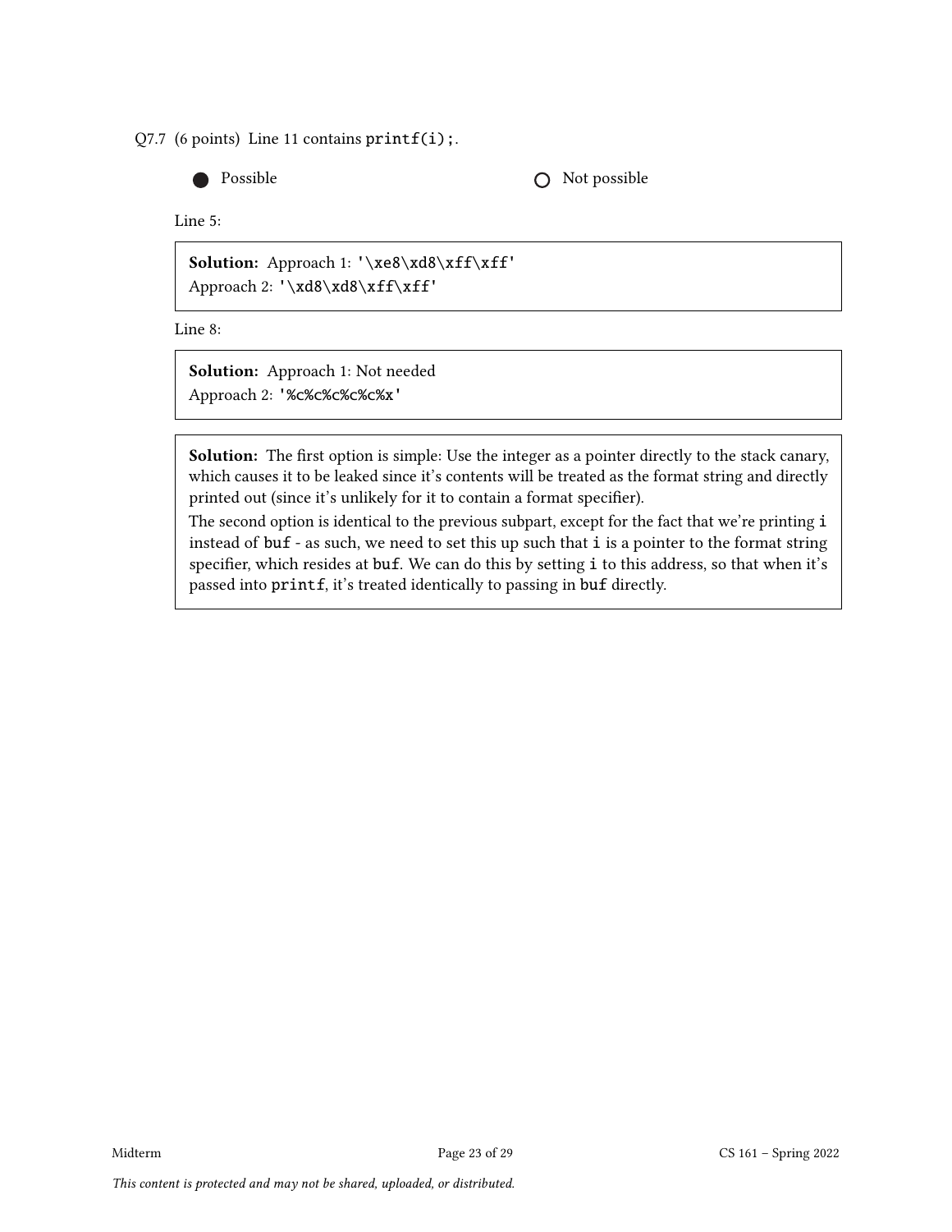Q7.7 (6 points) Line 11 contains `printf(i);`.

● Possible ○ Not possible

Line 5:

> **Solution:** Approach 1: `'\xe8\xd8\xff\xff'`
> Approach 2: `'\xd8\xd8\xff\xff'`

Line 8:

> **Solution:** Approach 1: Not needed
> Approach 2: `'%c%c%c%c%c%x'`

> **Solution:** The first option is simple: Use the integer as a pointer directly to the stack canary, which causes it to be leaked since it's contents will be treated as the format string and directly printed out (since it's unlikely for it to contain a format specifier).
> The second option is identical to the previous subpart, except for the fact that we're printing `i` instead of `buf` - as such, we need to set this up such that `i` is a pointer to the format string specifier, which resides at `buf`. We can do this by setting `i` to this address, so that when it's passed into `printf`, it's treated identically to passing in `buf` directly.

*This content is protected and may not be shared, uploaded, or distributed.*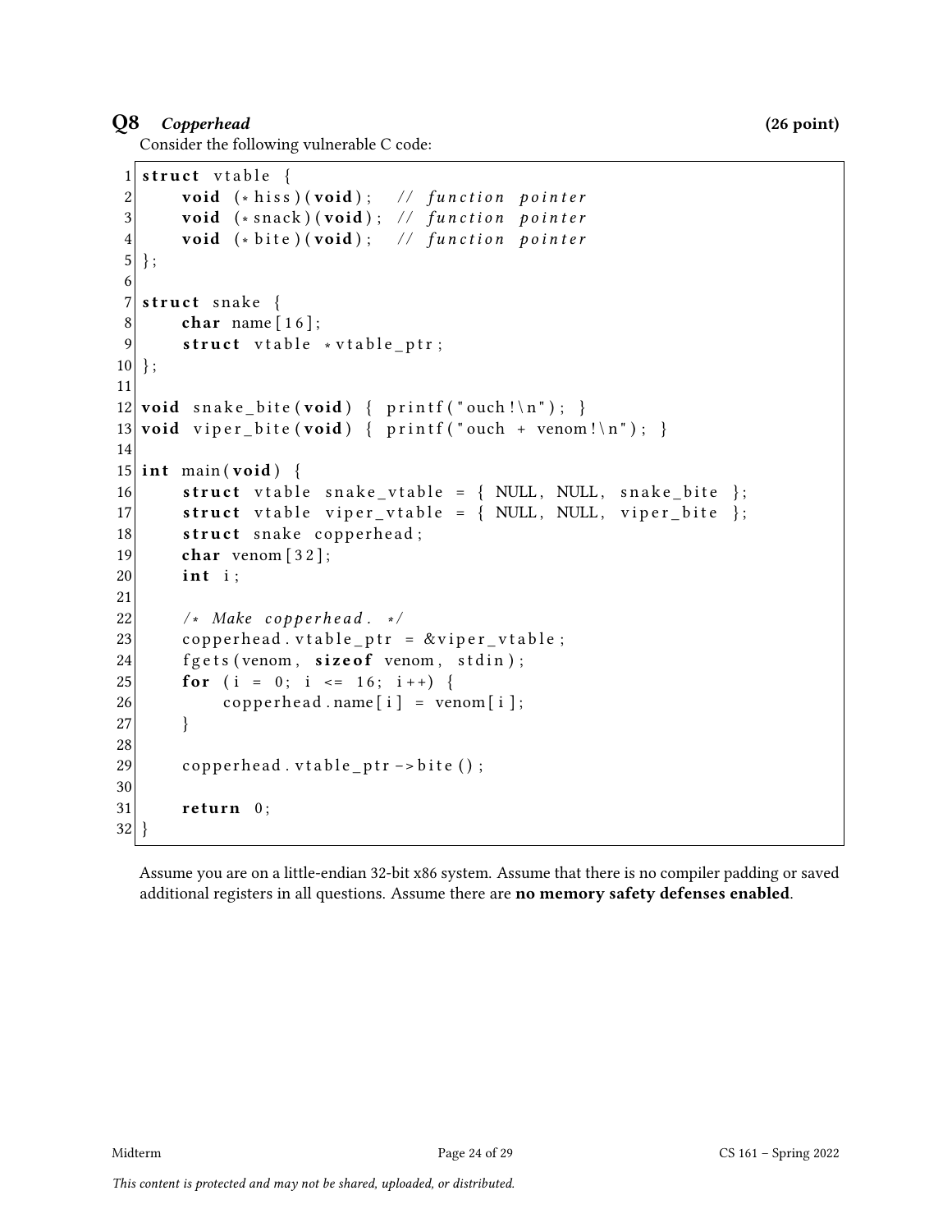## Q8 *Copperhead* (26 point)

Consider the following vulnerable C code:

```c
struct vtable {
    void (*hiss)(void);   // function pointer
    void (*snack)(void);  // function pointer
    void (*bite)(void);   // function pointer
};

struct snake {
    char name[16];
    struct vtable *vtable_ptr;
};

void snake_bite(void) { printf("ouch!\n"); }
void viper_bite(void) { printf("ouch + venom!\n"); }

int main(void) {
    struct vtable snake_vtable = { NULL, NULL, snake_bite };
    struct vtable viper_vtable = { NULL, NULL, viper_bite };
    struct snake copperhead;
    char venom[32];
    int i;

    /* Make copperhead. */
    copperhead.vtable_ptr = &viper_vtable;
    fgets(venom, sizeof venom, stdin);
    for (i = 0; i <= 16; i++) {
        copperhead.name[i] = venom[i];
    }

    copperhead.vtable_ptr->bite();

    return 0;
}
```

Assume you are on a little-endian 32-bit x86 system. Assume that there is no compiler padding or saved additional registers in all questions. Assume there are **no memory safety defenses enabled**.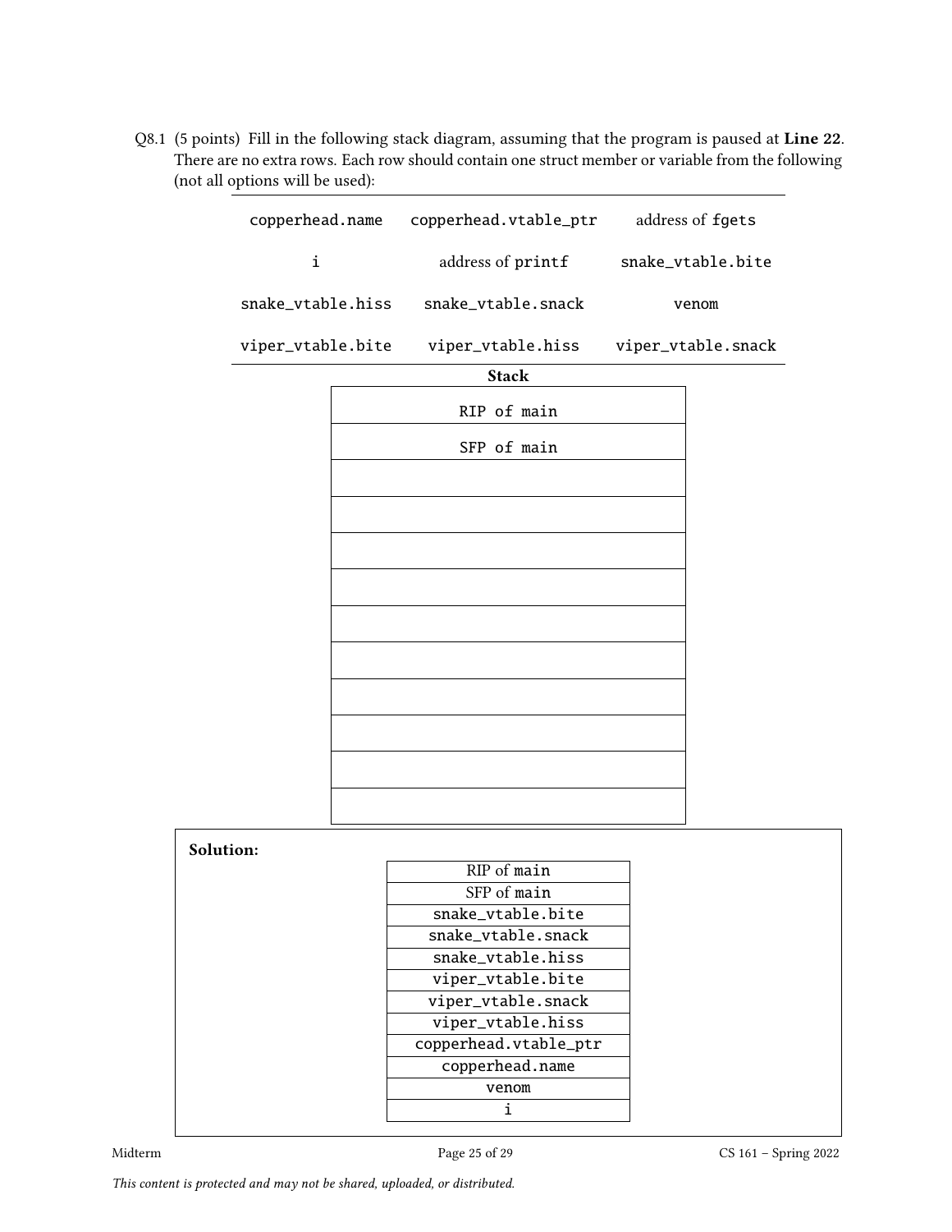Q8.1 (5 points) Fill in the following stack diagram, assuming that the program is paused at **Line 22**. There are no extra rows. Each row should contain one struct member or variable from the following (not all options will be used):

| | | |
|---|---|---|
| `copperhead.name` | `copperhead.vtable_ptr` | address of `fgets` |
| `i` | address of `printf` | `snake_vtable.bite` |
| `snake_vtable.hiss` | `snake_vtable.snack` | `venom` |
| `viper_vtable.bite` | `viper_vtable.hiss` | `viper_vtable.snack` |

**Stack**

| |
|---|
| RIP of main |
| SFP of main |
| |
| |
| |
| |
| |
| |
| |
| |
| |
| |

**Solution:**

| |
|---|
| RIP of `main` |
| SFP of `main` |
| `snake_vtable.bite` |
| `snake_vtable.snack` |
| `snake_vtable.hiss` |
| `viper_vtable.bite` |
| `viper_vtable.snack` |
| `viper_vtable.hiss` |
| `copperhead.vtable_ptr` |
| `copperhead.name` |
| `venom` |
| `i` |

*This content is protected and may not be shared, uploaded, or distributed.*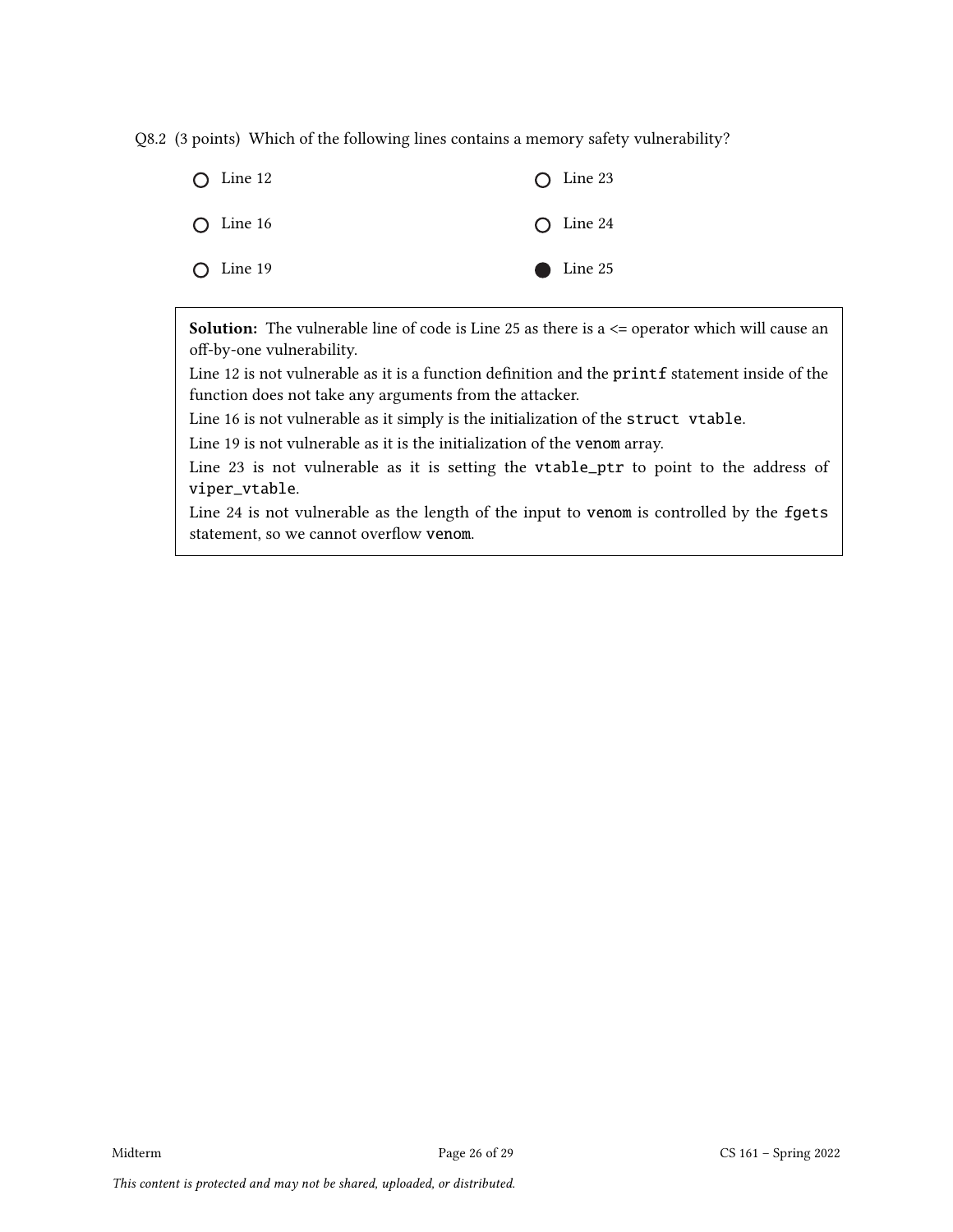Q8.2 (3 points) Which of the following lines contains a memory safety vulnerability?

- ○ Line 12
- ○ Line 16
- ○ Line 19
- ○ Line 23
- ○ Line 24
- ● Line 25

**Solution:** The vulnerable line of code is Line 25 as there is a <= operator which will cause an off-by-one vulnerability.

Line 12 is not vulnerable as it is a function definition and the `printf` statement inside of the function does not take any arguments from the attacker.

Line 16 is not vulnerable as it simply is the initialization of the `struct vtable`.

Line 19 is not vulnerable as it is the initialization of the `venom` array.

Line 23 is not vulnerable as it is setting the `vtable_ptr` to point to the address of `viper_vtable`.

Line 24 is not vulnerable as the length of the input to `venom` is controlled by the `fgets` statement, so we cannot overflow `venom`.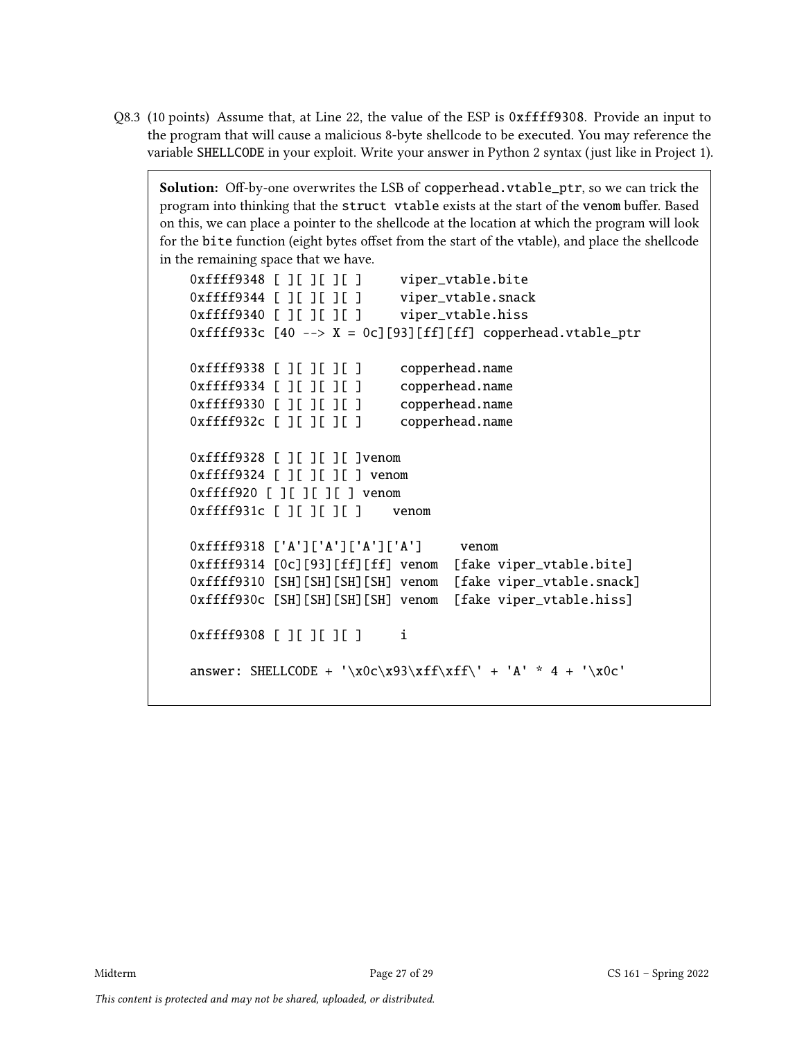Q8.3 (10 points) Assume that, at Line 22, the value of the ESP is 0xffff9308. Provide an input to the program that will cause a malicious 8-byte shellcode to be executed. You may reference the variable SHELLCODE in your exploit. Write your answer in Python 2 syntax (just like in Project 1).

**Solution:** Off-by-one overwrites the LSB of copperhead.vtable_ptr, so we can trick the program into thinking that the struct vtable exists at the start of the venom buffer. Based on this, we can place a pointer to the shellcode at the location at which the program will look for the bite function (eight bytes offset from the start of the vtable), and place the shellcode in the remaining space that we have.

```
0xffff9348 [ ][ ][ ][ ]     viper_vtable.bite
0xffff9344 [ ][ ][ ][ ]     viper_vtable.snack
0xffff9340 [ ][ ][ ][ ]     viper_vtable.hiss
0xffff933c [40 --> X = 0c][93][ff][ff] copperhead.vtable_ptr

0xffff9338 [ ][ ][ ][ ]     copperhead.name
0xffff9334 [ ][ ][ ][ ]     copperhead.name
0xffff9330 [ ][ ][ ][ ]     copperhead.name
0xffff932c [ ][ ][ ][ ]     copperhead.name

0xffff9328 [ ][ ][ ][ ]venom
0xffff9324 [ ][ ][ ][ ] venom
0xffff920 [ ][ ][ ][ ] venom
0xffff931c [ ][ ][ ][ ]    venom

0xffff9318 ['A']['A']['A']['A']     venom
0xffff9314 [0c][93][ff][ff] venom  [fake viper_vtable.bite]
0xffff9310 [SH][SH][SH][SH] venom  [fake viper_vtable.snack]
0xffff930c [SH][SH][SH][SH] venom  [fake viper_vtable.hiss]

0xffff9308 [ ][ ][ ][ ]     i

answer: SHELLCODE + '\x0c\x93\xff\xff\' + 'A' * 4 + '\x0c'
```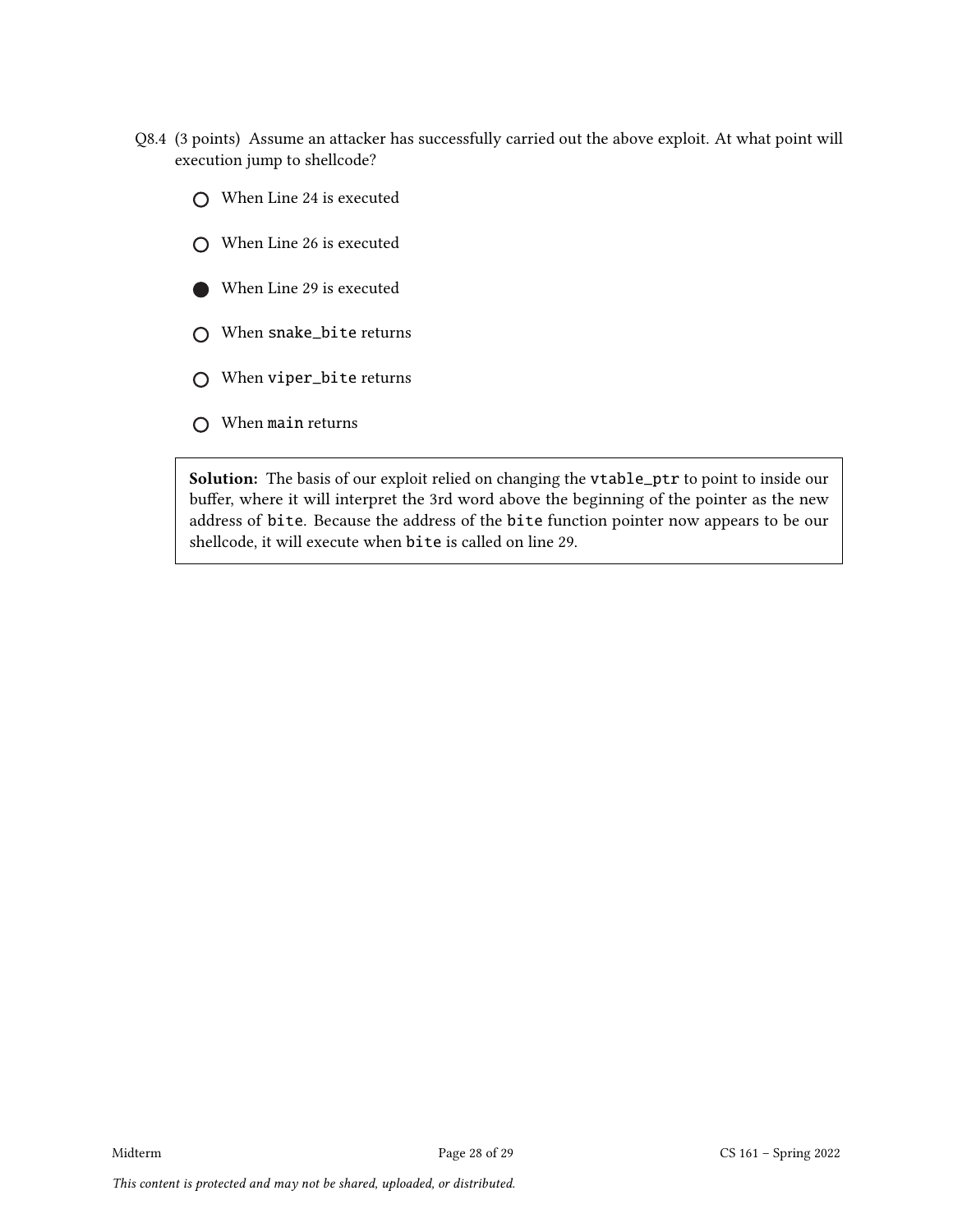Q8.4 (3 points) Assume an attacker has successfully carried out the above exploit. At what point will execution jump to shellcode?

- ○ When Line 24 is executed
- ○ When Line 26 is executed
- ● When Line 29 is executed
- ○ When `snake_bite` returns
- ○ When `viper_bite` returns
- ○ When `main` returns

**Solution:** The basis of our exploit relied on changing the `vtable_ptr` to point to inside our buffer, where it will interpret the 3rd word above the beginning of the pointer as the new address of `bite`. Because the address of the `bite` function pointer now appears to be our shellcode, it will execute when `bite` is called on line 29.

*This content is protected and may not be shared, uploaded, or distributed.*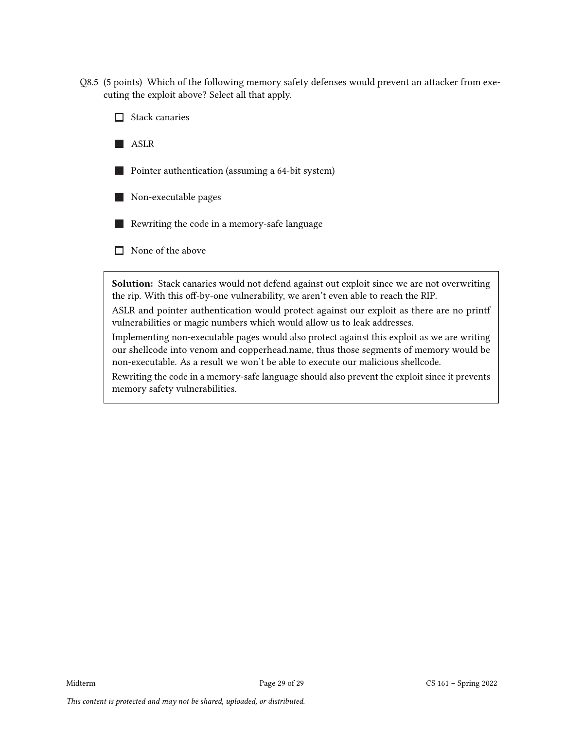Q8.5 (5 points) Which of the following memory safety defenses would prevent an attacker from executing the exploit above? Select all that apply.

- ☐ Stack canaries
- ■ ASLR
- ■ Pointer authentication (assuming a 64-bit system)
- ■ Non-executable pages
- ■ Rewriting the code in a memory-safe language
- ☐ None of the above

**Solution:** Stack canaries would not defend against out exploit since we are not overwriting the rip. With this off-by-one vulnerability, we aren't even able to reach the RIP.

ASLR and pointer authentication would protect against our exploit as there are no printf vulnerabilities or magic numbers which would allow us to leak addresses.

Implementing non-executable pages would also protect against this exploit as we are writing our shellcode into venom and copperhead.name, thus those segments of memory would be non-executable. As a result we won't be able to execute our malicious shellcode.

Rewriting the code in a memory-safe language should also prevent the exploit since it prevents memory safety vulnerabilities.

*This content is protected and may not be shared, uploaded, or distributed.*